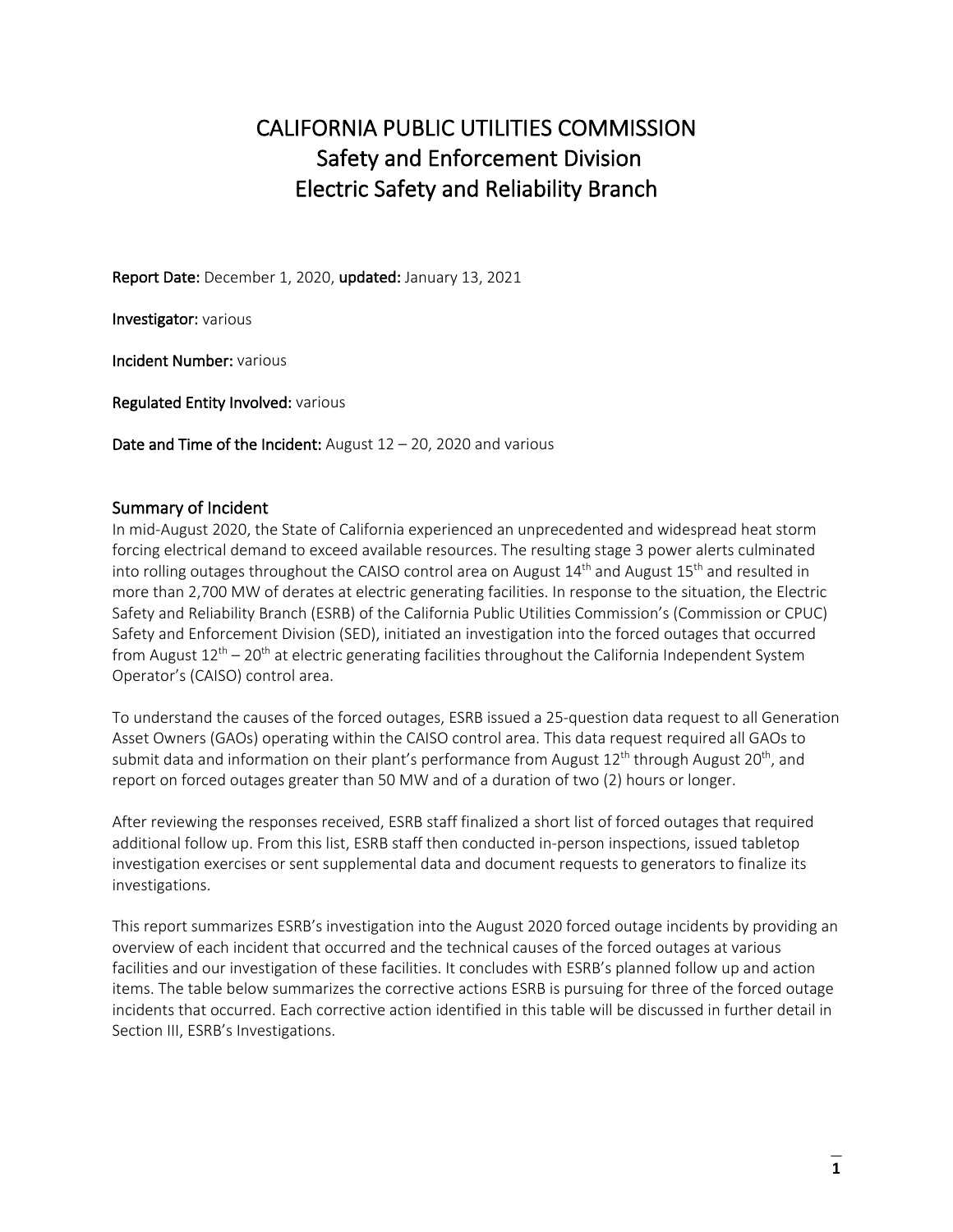# CALIFORNIA PUBLIC UTILITIES COMMISSION
## Safety and Enforcement Division
## Electric Safety and Reliability Branch

**Report Date:** December 1, 2020, **updated:** January 13, 2021

**Investigator:** various

**Incident Number:** various

**Regulated Entity Involved:** various

**Date and Time of the Incident:** August 12 – 20, 2020 and various

## Summary of Incident

In mid-August 2020, the State of California experienced an unprecedented and widespread heat storm forcing electrical demand to exceed available resources. The resulting stage 3 power alerts culminated into rolling outages throughout the CAISO control area on August 14th and August 15th and resulted in more than 2,700 MW of derates at electric generating facilities. In response to the situation, the Electric Safety and Reliability Branch (ESRB) of the California Public Utilities Commission's (Commission or CPUC) Safety and Enforcement Division (SED), initiated an investigation into the forced outages that occurred from August 12th – 20th at electric generating facilities throughout the California Independent System Operator's (CAISO) control area.

To understand the causes of the forced outages, ESRB issued a 25-question data request to all Generation Asset Owners (GAOs) operating within the CAISO control area. This data request required all GAOs to submit data and information on their plant's performance from August 12th through August 20th, and report on forced outages greater than 50 MW and of a duration of two (2) hours or longer.

After reviewing the responses received, ESRB staff finalized a short list of forced outages that required additional follow up. From this list, ESRB staff then conducted in-person inspections, issued tabletop investigation exercises or sent supplemental data and document requests to generators to finalize its investigations.

This report summarizes ESRB's investigation into the August 2020 forced outage incidents by providing an overview of each incident that occurred and the technical causes of the forced outages at various facilities and our investigation of these facilities. It concludes with ESRB's planned follow up and action items. The table below summarizes the corrective actions ESRB is pursuing for three of the forced outage incidents that occurred. Each corrective action identified in this table will be discussed in further detail in Section III, ESRB's Investigations.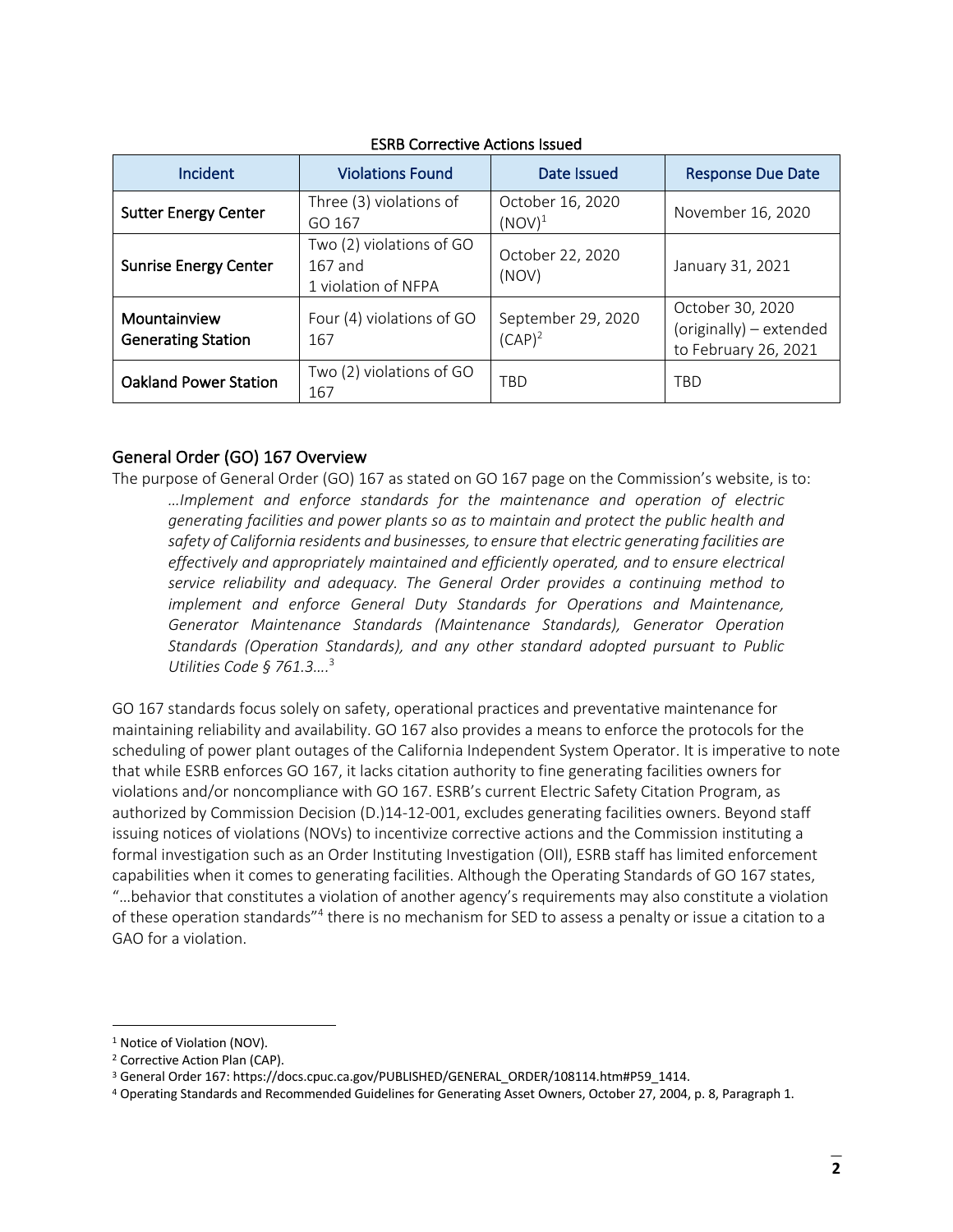ESRB Corrective Actions Issued

| Incident | Violations Found | Date Issued | Response Due Date |
| --- | --- | --- | --- |
| **Sutter Energy Center** | Three (3) violations of GO 167 | October 16, 2020 (NOV)[1] | November 16, 2020 |
| **Sunrise Energy Center** | Two (2) violations of GO 167 and 1 violation of NFPA | October 22, 2020 (NOV) | January 31, 2021 |
| **Mountainview Generating Station** | Four (4) violations of GO 167 | September 29, 2020 (CAP)[2] | October 30, 2020 (originally) – extended to February 26, 2021 |
| **Oakland Power Station** | Two (2) violations of GO 167 | TBD | TBD |

## General Order (GO) 167 Overview

The purpose of General Order (GO) 167 as stated on GO 167 page on the Commission's website, is to:

> *…Implement and enforce standards for the maintenance and operation of electric generating facilities and power plants so as to maintain and protect the public health and safety of California residents and businesses, to ensure that electric generating facilities are effectively and appropriately maintained and efficiently operated, and to ensure electrical service reliability and adequacy. The General Order provides a continuing method to implement and enforce General Duty Standards for Operations and Maintenance, Generator Maintenance Standards (Maintenance Standards), Generator Operation Standards (Operation Standards), and any other standard adopted pursuant to Public Utilities Code § 761.3….*[3]

GO 167 standards focus solely on safety, operational practices and preventative maintenance for maintaining reliability and availability. GO 167 also provides a means to enforce the protocols for the scheduling of power plant outages of the California Independent System Operator. It is imperative to note that while ESRB enforces GO 167, it lacks citation authority to fine generating facilities owners for violations and/or noncompliance with GO 167. ESRB's current Electric Safety Citation Program, as authorized by Commission Decision (D.)14-12-001, excludes generating facilities owners. Beyond staff issuing notices of violations (NOVs) to incentivize corrective actions and the Commission instituting a formal investigation such as an Order Instituting Investigation (OII), ESRB staff has limited enforcement capabilities when it comes to generating facilities. Although the Operating Standards of GO 167 states, "…behavior that constitutes a violation of another agency's requirements may also constitute a violation of these operation standards"[4] there is no mechanism for SED to assess a penalty or issue a citation to a GAO for a violation.

---

[1] Notice of Violation (NOV).

[2] Corrective Action Plan (CAP).

[3] General Order 167: https://docs.cpuc.ca.gov/PUBLISHED/GENERAL_ORDER/108114.htm#P59_1414.

[4] Operating Standards and Recommended Guidelines for Generating Asset Owners, October 27, 2004, p. 8, Paragraph 1.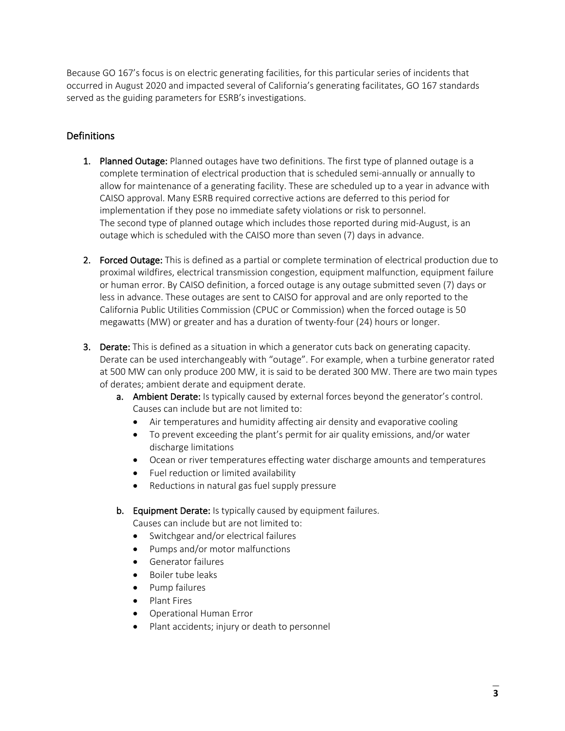Because GO 167's focus is on electric generating facilities, for this particular series of incidents that occurred in August 2020 and impacted several of California's generating facilitates, GO 167 standards served as the guiding parameters for ESRB's investigations.

## Definitions

1. **Planned Outage:** Planned outages have two definitions. The first type of planned outage is a complete termination of electrical production that is scheduled semi-annually or annually to allow for maintenance of a generating facility. These are scheduled up to a year in advance with CAISO approval. Many ESRB required corrective actions are deferred to this period for implementation if they pose no immediate safety violations or risk to personnel.
   The second type of planned outage which includes those reported during mid-August, is an outage which is scheduled with the CAISO more than seven (7) days in advance.

2. **Forced Outage:** This is defined as a partial or complete termination of electrical production due to proximal wildfires, electrical transmission congestion, equipment malfunction, equipment failure or human error. By CAISO definition, a forced outage is any outage submitted seven (7) days or less in advance. These outages are sent to CAISO for approval and are only reported to the California Public Utilities Commission (CPUC or Commission) when the forced outage is 50 megawatts (MW) or greater and has a duration of twenty-four (24) hours or longer.

3. **Derate:** This is defined as a situation in which a generator cuts back on generating capacity. Derate can be used interchangeably with "outage". For example, when a turbine generator rated at 500 MW can only produce 200 MW, it is said to be derated 300 MW. There are two main types of derates; ambient derate and equipment derate.
   a. **Ambient Derate:** Is typically caused by external forces beyond the generator's control. Causes can include but are not limited to:
      - Air temperatures and humidity affecting air density and evaporative cooling
      - To prevent exceeding the plant's permit for air quality emissions, and/or water discharge limitations
      - Ocean or river temperatures effecting water discharge amounts and temperatures
      - Fuel reduction or limited availability
      - Reductions in natural gas fuel supply pressure

   b. **Equipment Derate:** Is typically caused by equipment failures.
      Causes can include but are not limited to:
      - Switchgear and/or electrical failures
      - Pumps and/or motor malfunctions
      - Generator failures
      - Boiler tube leaks
      - Pump failures
      - Plant Fires
      - Operational Human Error
      - Plant accidents; injury or death to personnel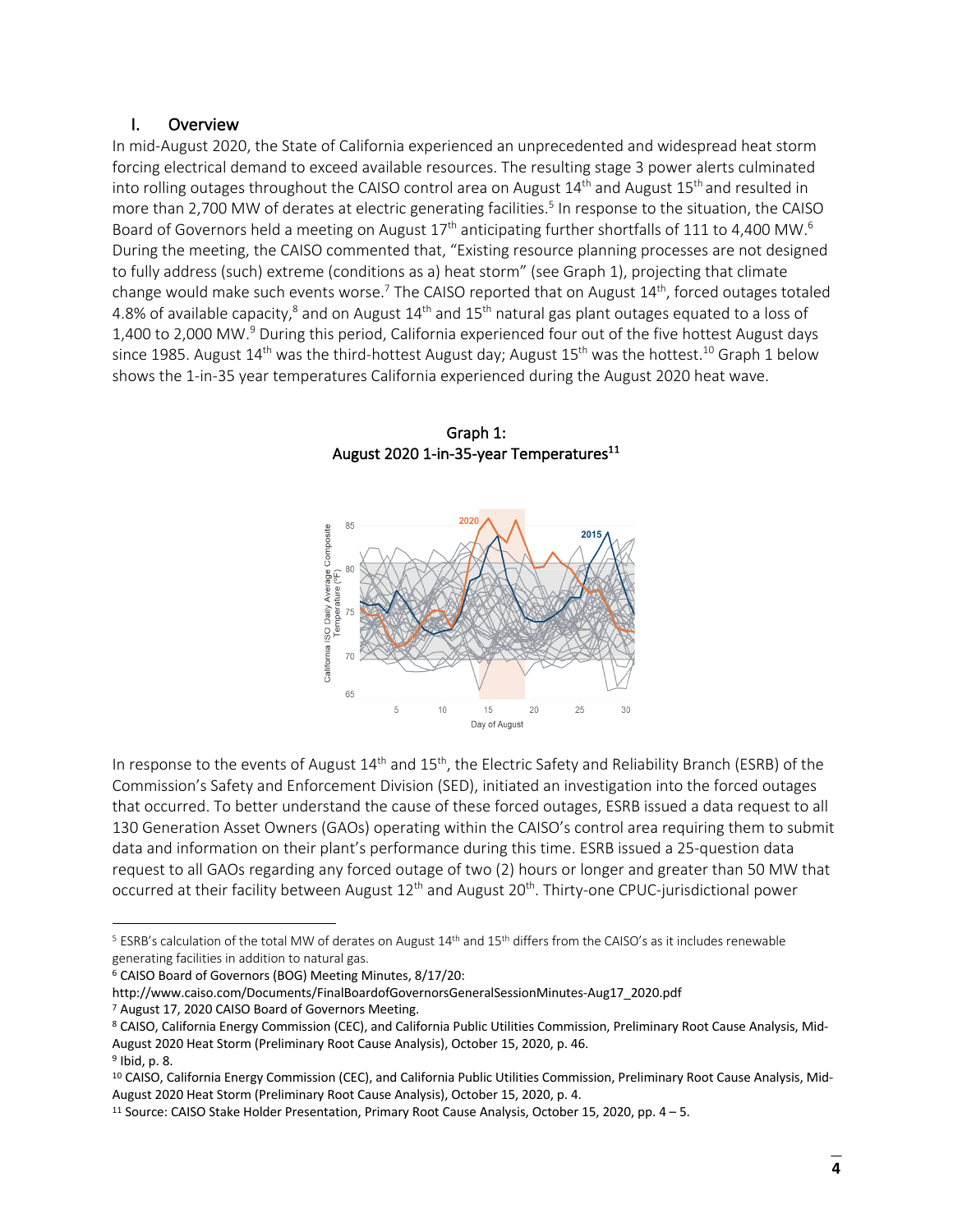## I. Overview

In mid-August 2020, the State of California experienced an unprecedented and widespread heat storm forcing electrical demand to exceed available resources. The resulting stage 3 power alerts culminated into rolling outages throughout the CAISO control area on August 14th and August 15th and resulted in more than 2,700 MW of derates at electric generating facilities.[5] In response to the situation, the CAISO Board of Governors held a meeting on August 17th anticipating further shortfalls of 111 to 4,400 MW.[6] During the meeting, the CAISO commented that, "Existing resource planning processes are not designed to fully address (such) extreme (conditions as a) heat storm" (see Graph 1), projecting that climate change would make such events worse.[7] The CAISO reported that on August 14th, forced outages totaled 4.8% of available capacity,[8] and on August 14th and 15th natural gas plant outages equated to a loss of 1,400 to 2,000 MW.[9] During this period, California experienced four out of the five hottest August days since 1985. August 14th was the third-hottest August day; August 15th was the hottest.[10] Graph 1 below shows the 1-in-35 year temperatures California experienced during the August 2020 heat wave.

Graph 1:
August 2020 1-in-35-year Temperatures[11]

In response to the events of August 14th and 15th, the Electric Safety and Reliability Branch (ESRB) of the Commission's Safety and Enforcement Division (SED), initiated an investigation into the forced outages that occurred. To better understand the cause of these forced outages, ESRB issued a data request to all 130 Generation Asset Owners (GAOs) operating within the CAISO's control area requiring them to submit data and information on their plant's performance during this time. ESRB issued a 25-question data request to all GAOs regarding any forced outage of two (2) hours or longer and greater than 50 MW that occurred at their facility between August 12th and August 20th. Thirty-one CPUC-jurisdictional power

---

[5] ESRB's calculation of the total MW of derates on August 14th and 15th differs from the CAISO's as it includes renewable generating facilities in addition to natural gas.

[6] CAISO Board of Governors (BOG) Meeting Minutes, 8/17/20: http://www.caiso.com/Documents/FinalBoardofGovernorsGeneralSessionMinutes-Aug17_2020.pdf

[7] August 17, 2020 CAISO Board of Governors Meeting.

[8] CAISO, California Energy Commission (CEC), and California Public Utilities Commission, Preliminary Root Cause Analysis, Mid-August 2020 Heat Storm (Preliminary Root Cause Analysis), October 15, 2020, p. 46.

[9] Ibid, p. 8.

[10] CAISO, California Energy Commission (CEC), and California Public Utilities Commission, Preliminary Root Cause Analysis, Mid-August 2020 Heat Storm (Preliminary Root Cause Analysis), October 15, 2020, p. 4.

[11] Source: CAISO Stake Holder Presentation, Primary Root Cause Analysis, October 15, 2020, pp. 4 – 5.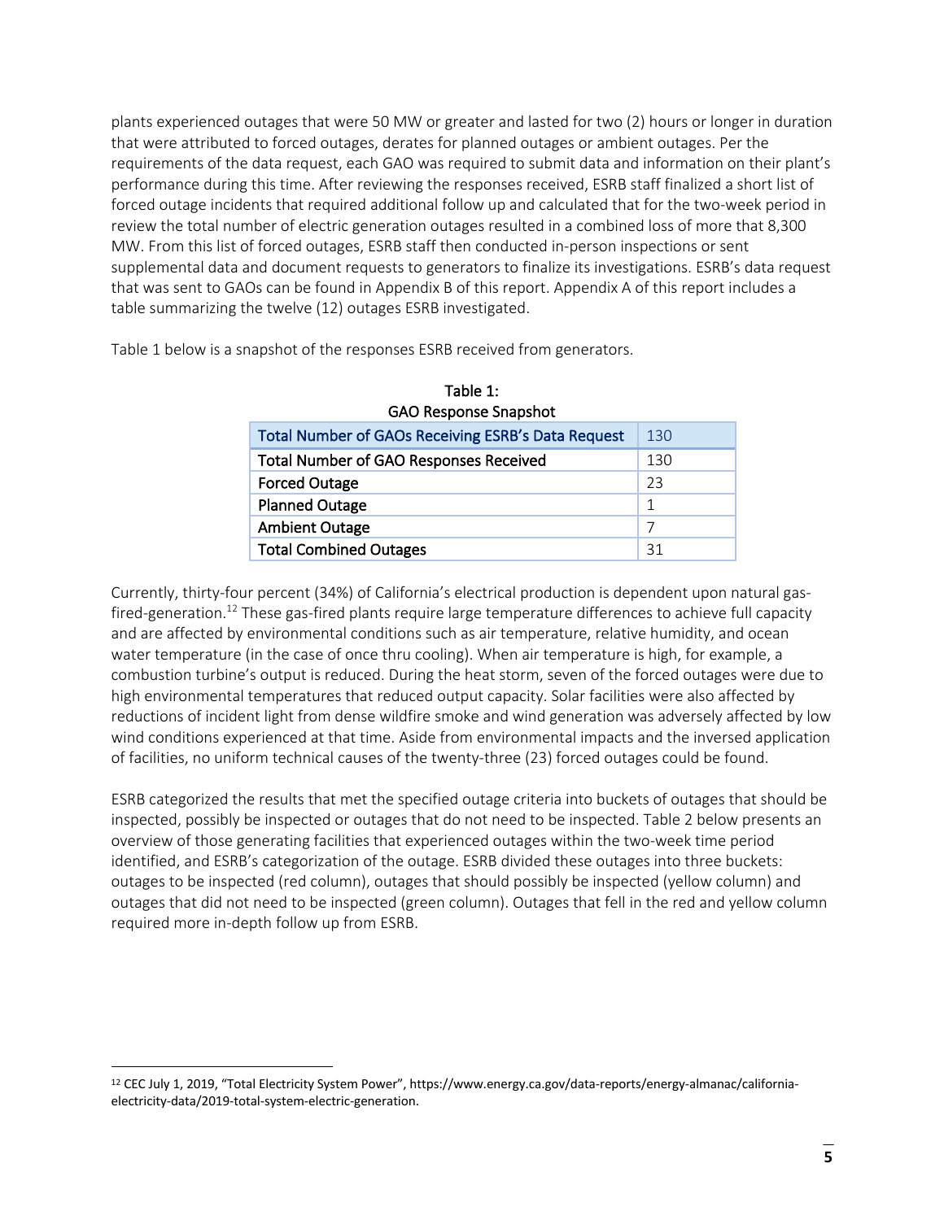plants experienced outages that were 50 MW or greater and lasted for two (2) hours or longer in duration that were attributed to forced outages, derates for planned outages or ambient outages. Per the requirements of the data request, each GAO was required to submit data and information on their plant's performance during this time. After reviewing the responses received, ESRB staff finalized a short list of forced outage incidents that required additional follow up and calculated that for the two-week period in review the total number of electric generation outages resulted in a combined loss of more that 8,300 MW. From this list of forced outages, ESRB staff then conducted in-person inspections or sent supplemental data and document requests to generators to finalize its investigations. ESRB's data request that was sent to GAOs can be found in Appendix B of this report. Appendix A of this report includes a table summarizing the twelve (12) outages ESRB investigated.

Table 1 below is a snapshot of the responses ESRB received from generators.

Table 1:
GAO Response Snapshot

| Total Number of GAOs Receiving ESRB's Data Request | 130 |
|---|---|
| Total Number of GAO Responses Received | 130 |
| Forced Outage | 23 |
| Planned Outage | 1 |
| Ambient Outage | 7 |
| Total Combined Outages | 31 |

Currently, thirty-four percent (34%) of California's electrical production is dependent upon natural gas-fired-generation.[12] These gas-fired plants require large temperature differences to achieve full capacity and are affected by environmental conditions such as air temperature, relative humidity, and ocean water temperature (in the case of once thru cooling). When air temperature is high, for example, a combustion turbine's output is reduced. During the heat storm, seven of the forced outages were due to high environmental temperatures that reduced output capacity. Solar facilities were also affected by reductions of incident light from dense wildfire smoke and wind generation was adversely affected by low wind conditions experienced at that time. Aside from environmental impacts and the inversed application of facilities, no uniform technical causes of the twenty-three (23) forced outages could be found.

ESRB categorized the results that met the specified outage criteria into buckets of outages that should be inspected, possibly be inspected or outages that do not need to be inspected. Table 2 below presents an overview of those generating facilities that experienced outages within the two-week time period identified, and ESRB's categorization of the outage. ESRB divided these outages into three buckets: outages to be inspected (red column), outages that should possibly be inspected (yellow column) and outages that did not need to be inspected (green column). Outages that fell in the red and yellow column required more in-depth follow up from ESRB.

[12] CEC July 1, 2019, "Total Electricity System Power", https://www.energy.ca.gov/data-reports/energy-almanac/california-electricity-data/2019-total-system-electric-generation.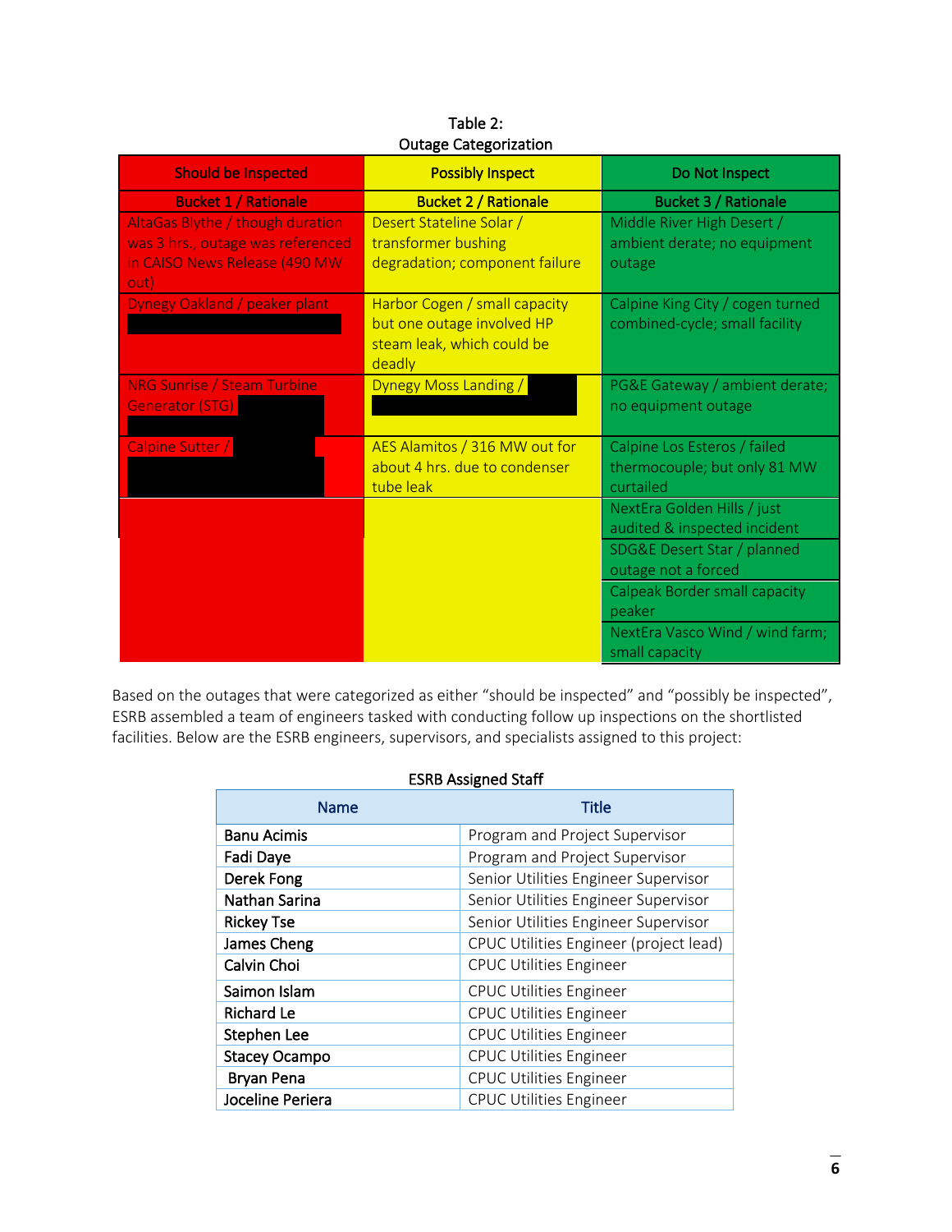Table 2:
Outage Categorization

| Should be Inspected | Possibly Inspect | Do Not Inspect |
|---|---|---|
| **Bucket 1 / Rationale** | **Bucket 2 / Rationale** | **Bucket 3 / Rationale** |
| AltaGas Blythe / though duration was 3 hrs., outage was referenced in CAISO News Release (490 MW out) | Desert Stateline Solar / transformer bushing degradation; component failure | Middle River High Desert / ambient derate; no equipment outage |
| Dynegy Oakland / peaker plant | Harbor Cogen / small capacity but one outage involved HP steam leak, which could be deadly | Calpine King City / cogen turned combined-cycle; small facility |
| NRG Sunrise / Steam Turbine Generator (STG) | Dynegy Moss Landing / | PG&E Gateway / ambient derate; no equipment outage |
| Calpine Sutter / | AES Alamitos / 316 MW out for about 4 hrs. due to condenser tube leak | Calpine Los Esteros / failed thermocouple; but only 81 MW curtailed |
| | | NextEra Golden Hills / just audited & inspected incident |
| | | SDG&E Desert Star / planned outage not a forced |
| | | Calpeak Border small capacity peaker |
| | | NextEra Vasco Wind / wind farm; small capacity |

Based on the outages that were categorized as either "should be inspected" and "possibly be inspected", ESRB assembled a team of engineers tasked with conducting follow up inspections on the shortlisted facilities. Below are the ESRB engineers, supervisors, and specialists assigned to this project:

ESRB Assigned Staff

| Name | Title |
|---|---|
| Banu Acimis | Program and Project Supervisor |
| Fadi Daye | Program and Project Supervisor |
| Derek Fong | Senior Utilities Engineer Supervisor |
| Nathan Sarina | Senior Utilities Engineer Supervisor |
| Rickey Tse | Senior Utilities Engineer Supervisor |
| James Cheng | CPUC Utilities Engineer (project lead) |
| Calvin Choi | CPUC Utilities Engineer |
| Saimon Islam | CPUC Utilities Engineer |
| Richard Le | CPUC Utilities Engineer |
| Stephen Lee | CPUC Utilities Engineer |
| Stacey Ocampo | CPUC Utilities Engineer |
| Bryan Pena | CPUC Utilities Engineer |
| Joceline Periera | CPUC Utilities Engineer |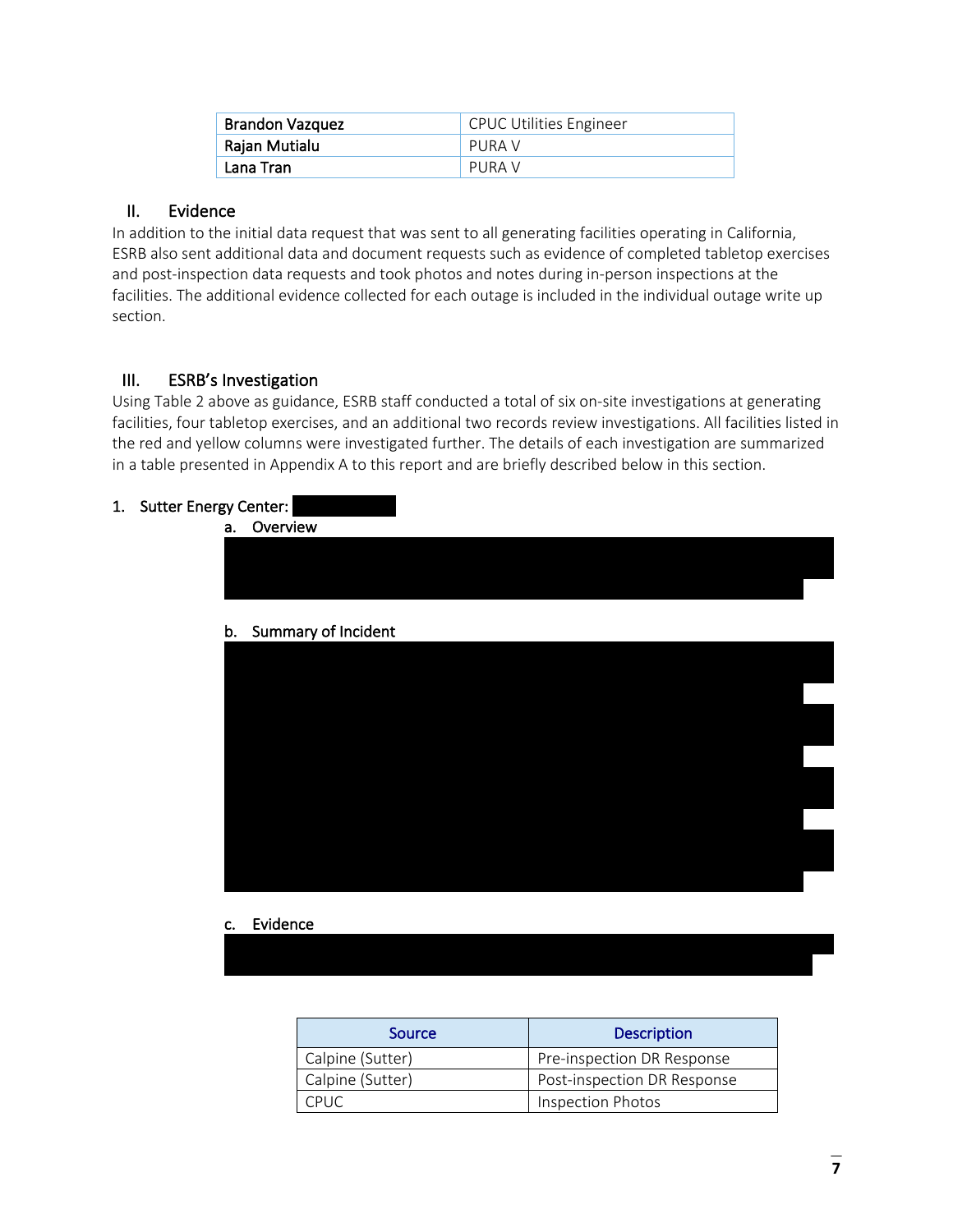| Brandon Vazquez | CPUC Utilities Engineer |
| --- | --- |
| Rajan Mutialu | PURA V |
| Lana Tran | PURA V |

## II. Evidence

In addition to the initial data request that was sent to all generating facilities operating in California, ESRB also sent additional data and document requests such as evidence of completed tabletop exercises and post-inspection data requests and took photos and notes during in-person inspections at the facilities. The additional evidence collected for each outage is included in the individual outage write up section.

## III. ESRB's Investigation

Using Table 2 above as guidance, ESRB staff conducted a total of six on-site investigations at generating facilities, four tabletop exercises, and an additional two records review investigations. All facilities listed in the red and yellow columns were investigated further. The details of each investigation are summarized in a table presented in Appendix A to this report and are briefly described below in this section.

### 1. Sutter Energy Center:

#### a. Overview

#### b. Summary of Incident

#### c. Evidence

| Source | Description |
| --- | --- |
| Calpine (Sutter) | Pre-inspection DR Response |
| Calpine (Sutter) | Post-inspection DR Response |
| CPUC | Inspection Photos |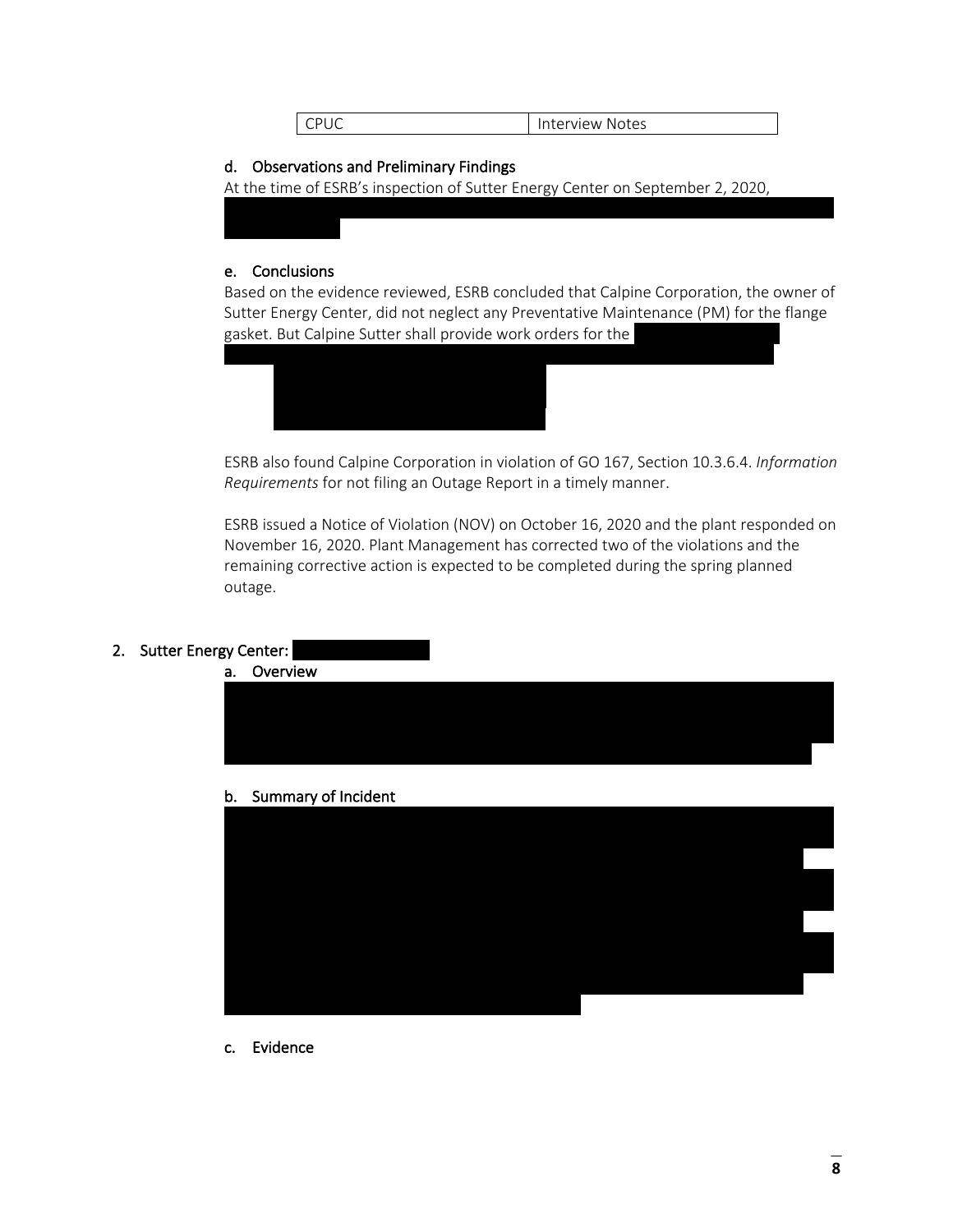| CPUC | Interview Notes |
|---|---|

d. Observations and Preliminary Findings

At the time of ESRB's inspection of Sutter Energy Center on September 2, 2020,

e. Conclusions

Based on the evidence reviewed, ESRB concluded that Calpine Corporation, the owner of Sutter Energy Center, did not neglect any Preventative Maintenance (PM) for the flange gasket. But Calpine Sutter shall provide work orders for the

ESRB also found Calpine Corporation in violation of GO 167, Section 10.3.6.4. *Information Requirements* for not filing an Outage Report in a timely manner.

ESRB issued a Notice of Violation (NOV) on October 16, 2020 and the plant responded on November 16, 2020. Plant Management has corrected two of the violations and the remaining corrective action is expected to be completed during the spring planned outage.

2. Sutter Energy Center:

a. Overview

b. Summary of Incident

c. Evidence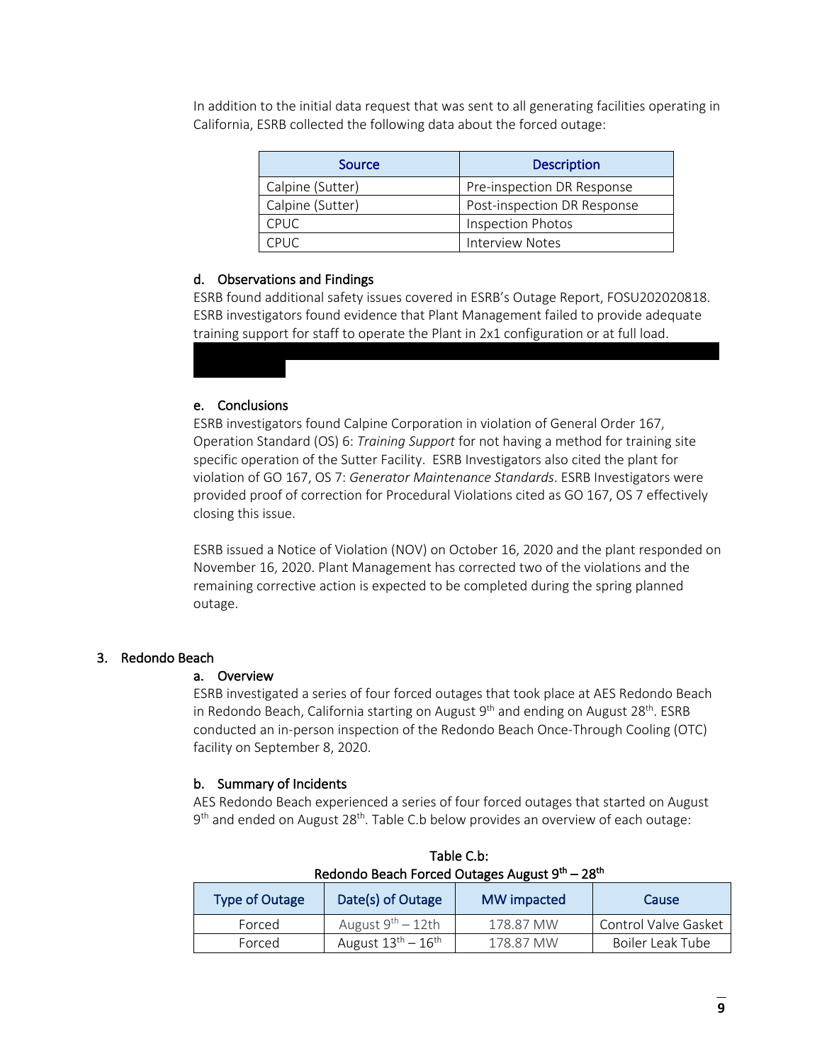In addition to the initial data request that was sent to all generating facilities operating in California, ESRB collected the following data about the forced outage:

| Source | Description |
|---|---|
| Calpine (Sutter) | Pre-inspection DR Response |
| Calpine (Sutter) | Post-inspection DR Response |
| CPUC | Inspection Photos |
| CPUC | Interview Notes |

#### d. Observations and Findings

ESRB found additional safety issues covered in ESRB's Outage Report, FOSU202020818. ESRB investigators found evidence that Plant Management failed to provide adequate training support for staff to operate the Plant in 2x1 configuration or at full load.

#### e. Conclusions

ESRB investigators found Calpine Corporation in violation of General Order 167, Operation Standard (OS) 6: *Training Support* for not having a method for training site specific operation of the Sutter Facility. ESRB Investigators also cited the plant for violation of GO 167, OS 7: *Generator Maintenance Standards*. ESRB Investigators were provided proof of correction for Procedural Violations cited as GO 167, OS 7 effectively closing this issue.

ESRB issued a Notice of Violation (NOV) on October 16, 2020 and the plant responded on November 16, 2020. Plant Management has corrected two of the violations and the remaining corrective action is expected to be completed during the spring planned outage.

### 3. Redondo Beach

#### a. Overview

ESRB investigated a series of four forced outages that took place at AES Redondo Beach in Redondo Beach, California starting on August 9th and ending on August 28th. ESRB conducted an in-person inspection of the Redondo Beach Once-Through Cooling (OTC) facility on September 8, 2020.

#### b. Summary of Incidents

AES Redondo Beach experienced a series of four forced outages that started on August 9th and ended on August 28th. Table C.b below provides an overview of each outage:

Table C.b:
Redondo Beach Forced Outages August 9th – 28th

| Type of Outage | Date(s) of Outage | MW impacted | Cause |
|---|---|---|---|
| Forced | August 9th – 12th | 178.87 MW | Control Valve Gasket |
| Forced | August 13th – 16th | 178.87 MW | Boiler Leak Tube |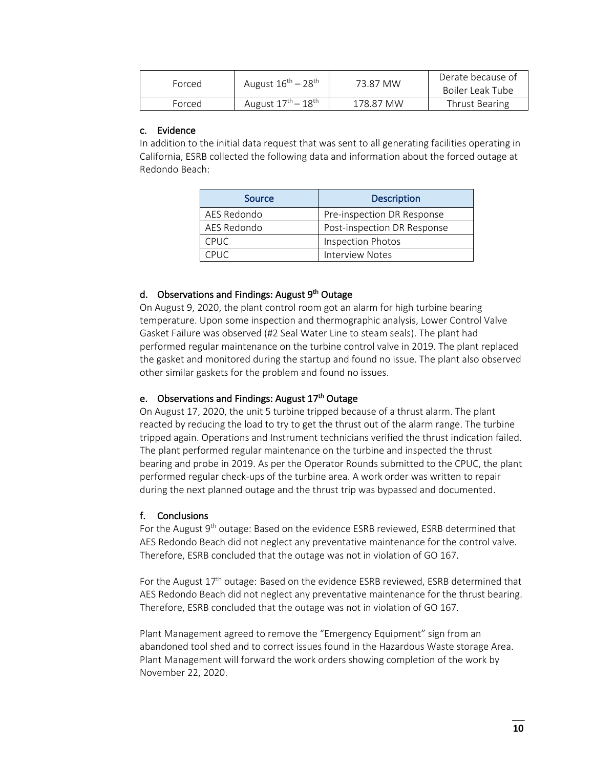| Forced | August 16th – 28th | 73.87 MW | Derate because of Boiler Leak Tube |
|---|---|---|---|
| Forced | August 17th – 18th | 178.87 MW | Thrust Bearing |

### c. Evidence

In addition to the initial data request that was sent to all generating facilities operating in California, ESRB collected the following data and information about the forced outage at Redondo Beach:

| Source | Description |
|---|---|
| AES Redondo | Pre-inspection DR Response |
| AES Redondo | Post-inspection DR Response |
| CPUC | Inspection Photos |
| CPUC | Interview Notes |

### d. Observations and Findings: August 9th Outage

On August 9, 2020, the plant control room got an alarm for high turbine bearing temperature. Upon some inspection and thermographic analysis, Lower Control Valve Gasket Failure was observed (#2 Seal Water Line to steam seals). The plant had performed regular maintenance on the turbine control valve in 2019. The plant replaced the gasket and monitored during the startup and found no issue. The plant also observed other similar gaskets for the problem and found no issues.

### e. Observations and Findings: August 17th Outage

On August 17, 2020, the unit 5 turbine tripped because of a thrust alarm. The plant reacted by reducing the load to try to get the thrust out of the alarm range. The turbine tripped again. Operations and Instrument technicians verified the thrust indication failed. The plant performed regular maintenance on the turbine and inspected the thrust bearing and probe in 2019. As per the Operator Rounds submitted to the CPUC, the plant performed regular check-ups of the turbine area. A work order was written to repair during the next planned outage and the thrust trip was bypassed and documented.

### f. Conclusions

For the August 9th outage: Based on the evidence ESRB reviewed, ESRB determined that AES Redondo Beach did not neglect any preventative maintenance for the control valve. Therefore, ESRB concluded that the outage was not in violation of GO 167.

For the August 17th outage: Based on the evidence ESRB reviewed, ESRB determined that AES Redondo Beach did not neglect any preventative maintenance for the thrust bearing. Therefore, ESRB concluded that the outage was not in violation of GO 167.

Plant Management agreed to remove the "Emergency Equipment" sign from an abandoned tool shed and to correct issues found in the Hazardous Waste storage Area. Plant Management will forward the work orders showing completion of the work by November 22, 2020.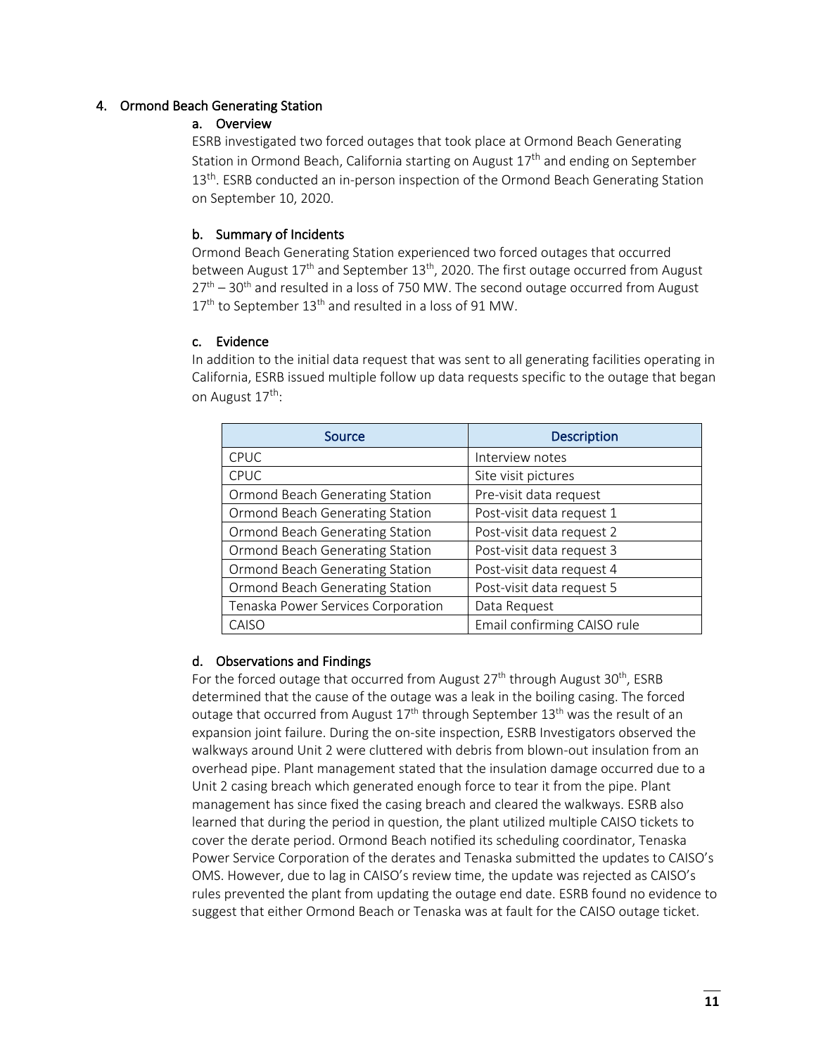## 4. Ormond Beach Generating Station

### a. Overview

ESRB investigated two forced outages that took place at Ormond Beach Generating Station in Ormond Beach, California starting on August 17th and ending on September 13th. ESRB conducted an in-person inspection of the Ormond Beach Generating Station on September 10, 2020.

### b. Summary of Incidents

Ormond Beach Generating Station experienced two forced outages that occurred between August 17th and September 13th, 2020. The first outage occurred from August 27th – 30th and resulted in a loss of 750 MW. The second outage occurred from August 17th to September 13th and resulted in a loss of 91 MW.

### c. Evidence

In addition to the initial data request that was sent to all generating facilities operating in California, ESRB issued multiple follow up data requests specific to the outage that began on August 17th:

| Source | Description |
|---|---|
| CPUC | Interview notes |
| CPUC | Site visit pictures |
| Ormond Beach Generating Station | Pre-visit data request |
| Ormond Beach Generating Station | Post-visit data request 1 |
| Ormond Beach Generating Station | Post-visit data request 2 |
| Ormond Beach Generating Station | Post-visit data request 3 |
| Ormond Beach Generating Station | Post-visit data request 4 |
| Ormond Beach Generating Station | Post-visit data request 5 |
| Tenaska Power Services Corporation | Data Request |
| CAISO | Email confirming CAISO rule |

### d. Observations and Findings

For the forced outage that occurred from August 27th through August 30th, ESRB determined that the cause of the outage was a leak in the boiling casing. The forced outage that occurred from August 17th through September 13th was the result of an expansion joint failure. During the on-site inspection, ESRB Investigators observed the walkways around Unit 2 were cluttered with debris from blown-out insulation from an overhead pipe. Plant management stated that the insulation damage occurred due to a Unit 2 casing breach which generated enough force to tear it from the pipe. Plant management has since fixed the casing breach and cleared the walkways. ESRB also learned that during the period in question, the plant utilized multiple CAISO tickets to cover the derate period. Ormond Beach notified its scheduling coordinator, Tenaska Power Service Corporation of the derates and Tenaska submitted the updates to CAISO's OMS. However, due to lag in CAISO's review time, the update was rejected as CAISO's rules prevented the plant from updating the outage end date. ESRB found no evidence to suggest that either Ormond Beach or Tenaska was at fault for the CAISO outage ticket.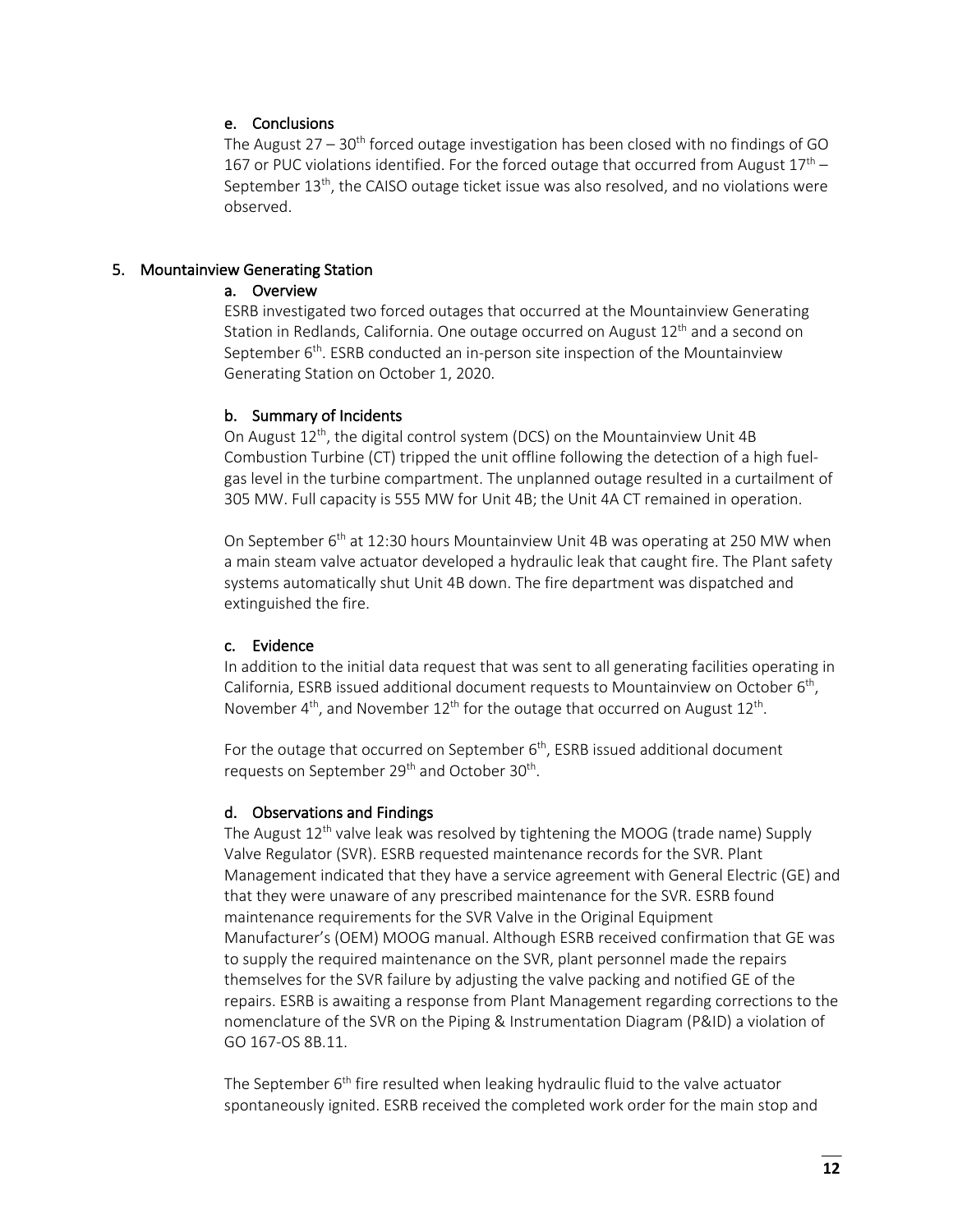#### e. Conclusions

The August 27 – 30th forced outage investigation has been closed with no findings of GO 167 or PUC violations identified. For the forced outage that occurred from August 17th – September 13th, the CAISO outage ticket issue was also resolved, and no violations were observed.

### 5. Mountainview Generating Station

#### a. Overview

ESRB investigated two forced outages that occurred at the Mountainview Generating Station in Redlands, California. One outage occurred on August 12th and a second on September 6th. ESRB conducted an in-person site inspection of the Mountainview Generating Station on October 1, 2020.

#### b. Summary of Incidents

On August 12th, the digital control system (DCS) on the Mountainview Unit 4B Combustion Turbine (CT) tripped the unit offline following the detection of a high fuel-gas level in the turbine compartment. The unplanned outage resulted in a curtailment of 305 MW. Full capacity is 555 MW for Unit 4B; the Unit 4A CT remained in operation.

On September 6th at 12:30 hours Mountainview Unit 4B was operating at 250 MW when a main steam valve actuator developed a hydraulic leak that caught fire. The Plant safety systems automatically shut Unit 4B down. The fire department was dispatched and extinguished the fire.

#### c. Evidence

In addition to the initial data request that was sent to all generating facilities operating in California, ESRB issued additional document requests to Mountainview on October 6th, November 4th, and November 12th for the outage that occurred on August 12th.

For the outage that occurred on September 6th, ESRB issued additional document requests on September 29th and October 30th.

#### d. Observations and Findings

The August 12th valve leak was resolved by tightening the MOOG (trade name) Supply Valve Regulator (SVR). ESRB requested maintenance records for the SVR. Plant Management indicated that they have a service agreement with General Electric (GE) and that they were unaware of any prescribed maintenance for the SVR. ESRB found maintenance requirements for the SVR Valve in the Original Equipment Manufacturer's (OEM) MOOG manual. Although ESRB received confirmation that GE was to supply the required maintenance on the SVR, plant personnel made the repairs themselves for the SVR failure by adjusting the valve packing and notified GE of the repairs. ESRB is awaiting a response from Plant Management regarding corrections to the nomenclature of the SVR on the Piping & Instrumentation Diagram (P&ID) a violation of GO 167-OS 8B.11.

The September 6th fire resulted when leaking hydraulic fluid to the valve actuator spontaneously ignited. ESRB received the completed work order for the main stop and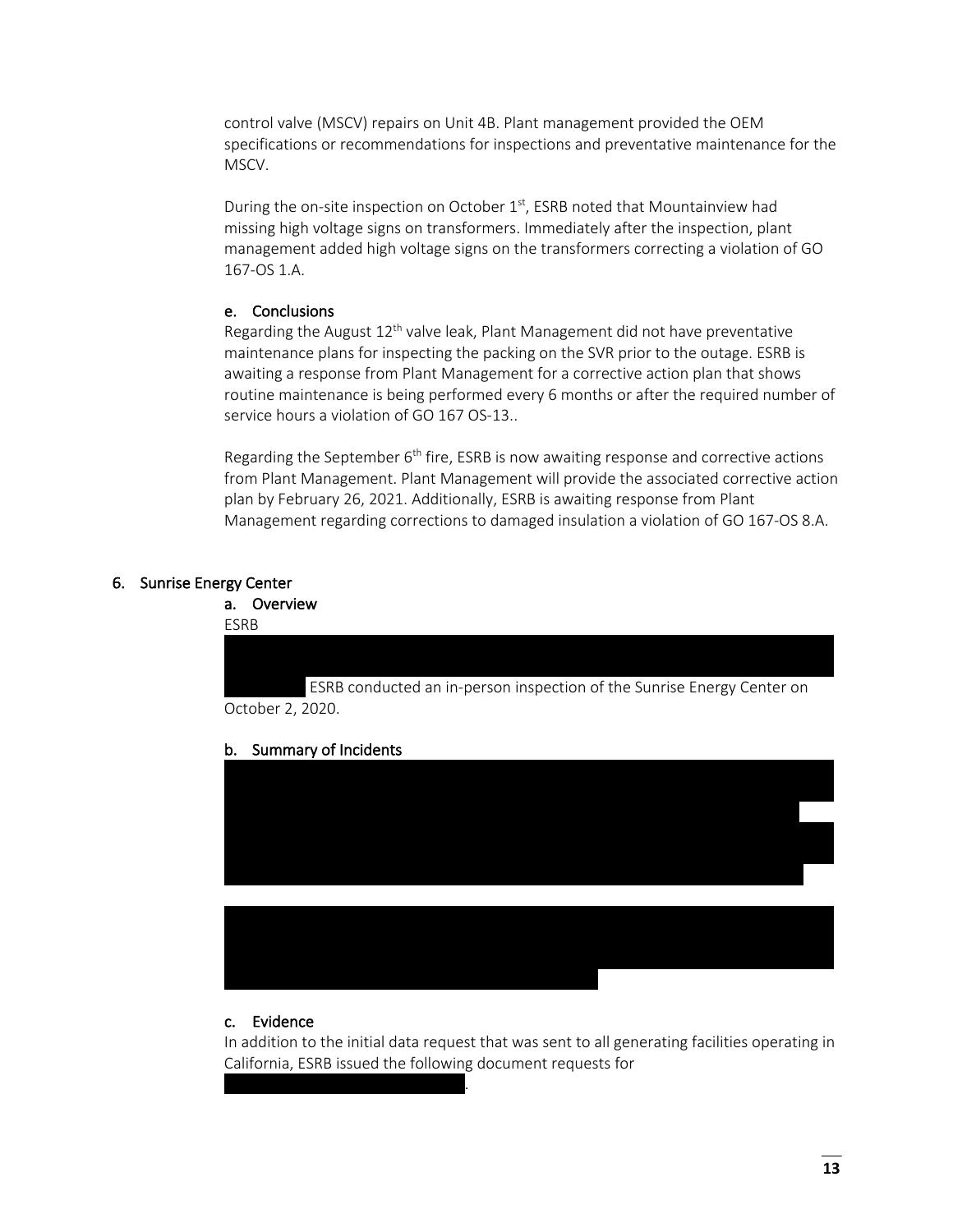control valve (MSCV) repairs on Unit 4B. Plant management provided the OEM specifications or recommendations for inspections and preventative maintenance for the MSCV.

During the on-site inspection on October 1st, ESRB noted that Mountainview had missing high voltage signs on transformers. Immediately after the inspection, plant management added high voltage signs on the transformers correcting a violation of GO 167-OS 1.A.

### e. Conclusions

Regarding the August 12th valve leak, Plant Management did not have preventative maintenance plans for inspecting the packing on the SVR prior to the outage. ESRB is awaiting a response from Plant Management for a corrective action plan that shows routine maintenance is being performed every 6 months or after the required number of service hours a violation of GO 167 OS-13..

Regarding the September 6th fire, ESRB is now awaiting response and corrective actions from Plant Management. Plant Management will provide the associated corrective action plan by February 26, 2021. Additionally, ESRB is awaiting response from Plant Management regarding corrections to damaged insulation a violation of GO 167-OS 8.A.

## 6. Sunrise Energy Center

### a. Overview

ESRB

ESRB conducted an in-person inspection of the Sunrise Energy Center on October 2, 2020.

### b. Summary of Incidents

### c. Evidence

In addition to the initial data request that was sent to all generating facilities operating in California, ESRB issued the following document requests for

.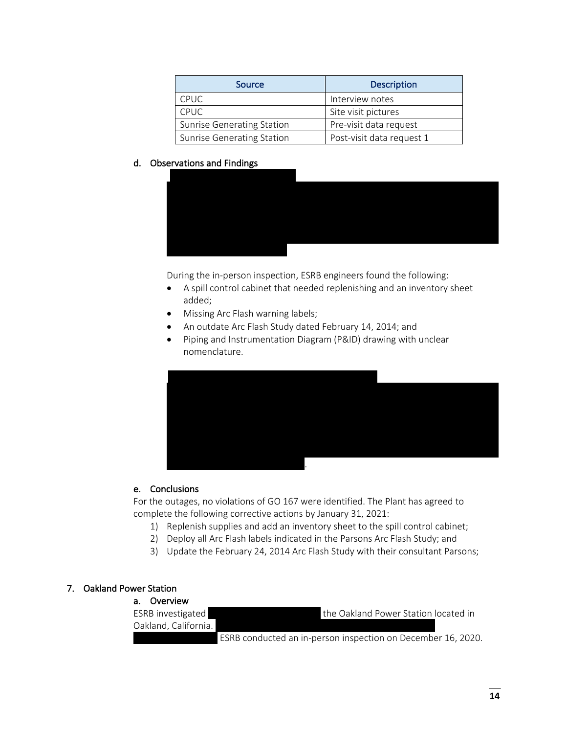| Source | Description |
|---|---|
| CPUC | Interview notes |
| CPUC | Site visit pictures |
| Sunrise Generating Station | Pre-visit data request |
| Sunrise Generating Station | Post-visit data request 1 |

### d. Observations and Findings

During the in-person inspection, ESRB engineers found the following:

- A spill control cabinet that needed replenishing and an inventory sheet added;
- Missing Arc Flash warning labels;
- An outdate Arc Flash Study dated February 14, 2014; and
- Piping and Instrumentation Diagram (P&ID) drawing with unclear nomenclature.

.

### e. Conclusions

For the outages, no violations of GO 167 were identified. The Plant has agreed to complete the following corrective actions by January 31, 2021:

1) Replenish supplies and add an inventory sheet to the spill control cabinet;
2) Deploy all Arc Flash labels indicated in the Parsons Arc Flash Study; and
3) Update the February 24, 2014 Arc Flash Study with their consultant Parsons;

## 7. Oakland Power Station

### a. Overview

ESRB investigated the Oakland Power Station located in Oakland, California. ESRB conducted an in-person inspection on December 16, 2020.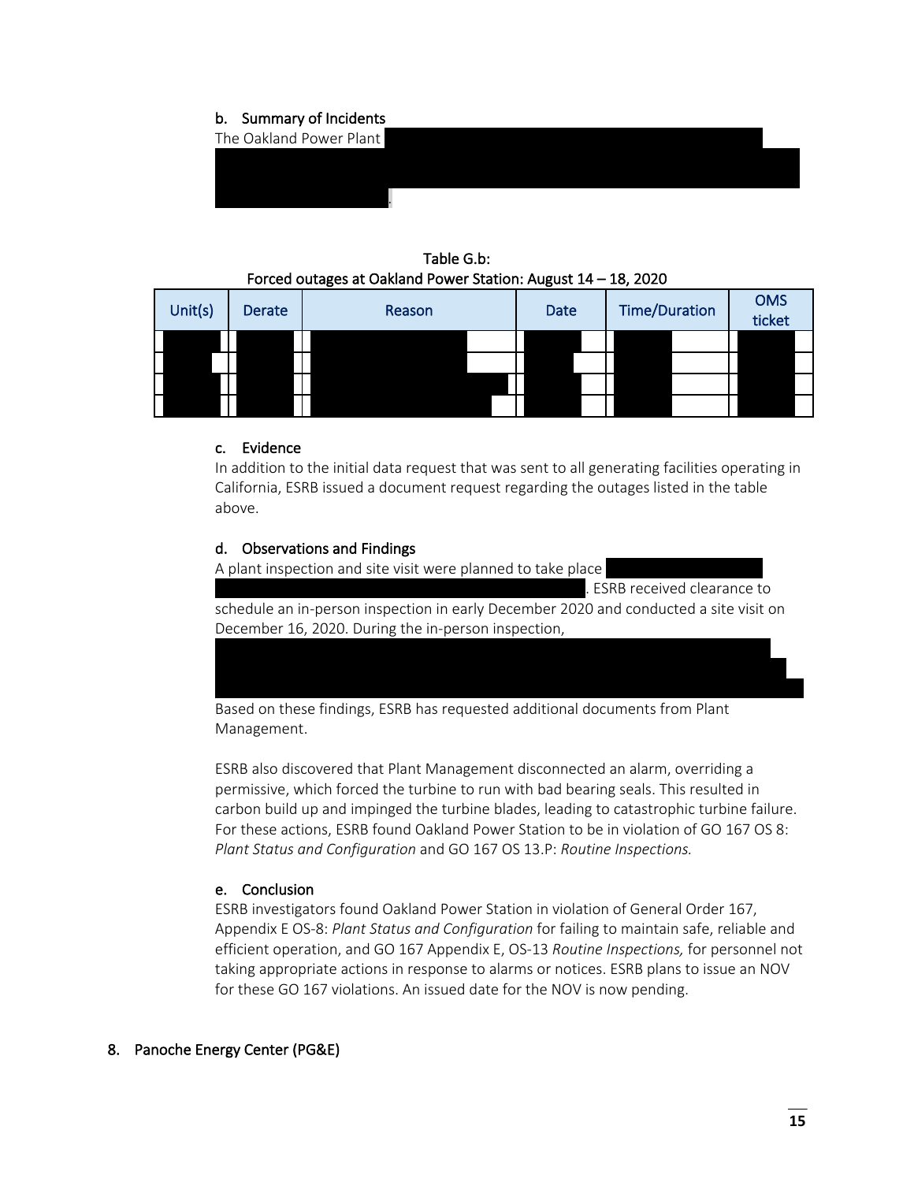### b. Summary of Incidents

The Oakland Power Plant

**Table G.b:**
**Forced outages at Oakland Power Station: August 14 – 18, 2020**

| Unit(s) | Derate | Reason | Date | Time/Duration | OMS ticket |
|---|---|---|---|---|---|
| | | | | | |
| | | | | | |
| | | | | | |
| | | | | | |

### c. Evidence

In addition to the initial data request that was sent to all generating facilities operating in California, ESRB issued a document request regarding the outages listed in the table above.

### d. Observations and Findings

A plant inspection and site visit were planned to take place . ESRB received clearance to schedule an in-person inspection in early December 2020 and conducted a site visit on December 16, 2020. During the in-person inspection,

Based on these findings, ESRB has requested additional documents from Plant Management.

ESRB also discovered that Plant Management disconnected an alarm, overriding a permissive, which forced the turbine to run with bad bearing seals. This resulted in carbon build up and impinged the turbine blades, leading to catastrophic turbine failure. For these actions, ESRB found Oakland Power Station to be in violation of GO 167 OS 8: *Plant Status and Configuration* and GO 167 OS 13.P: *Routine Inspections.*

### e. Conclusion

ESRB investigators found Oakland Power Station in violation of General Order 167, Appendix E OS-8: *Plant Status and Configuration* for failing to maintain safe, reliable and efficient operation, and GO 167 Appendix E, OS-13 *Routine Inspections,* for personnel not taking appropriate actions in response to alarms or notices. ESRB plans to issue an NOV for these GO 167 violations. An issued date for the NOV is now pending.

## 8. Panoche Energy Center (PG&E)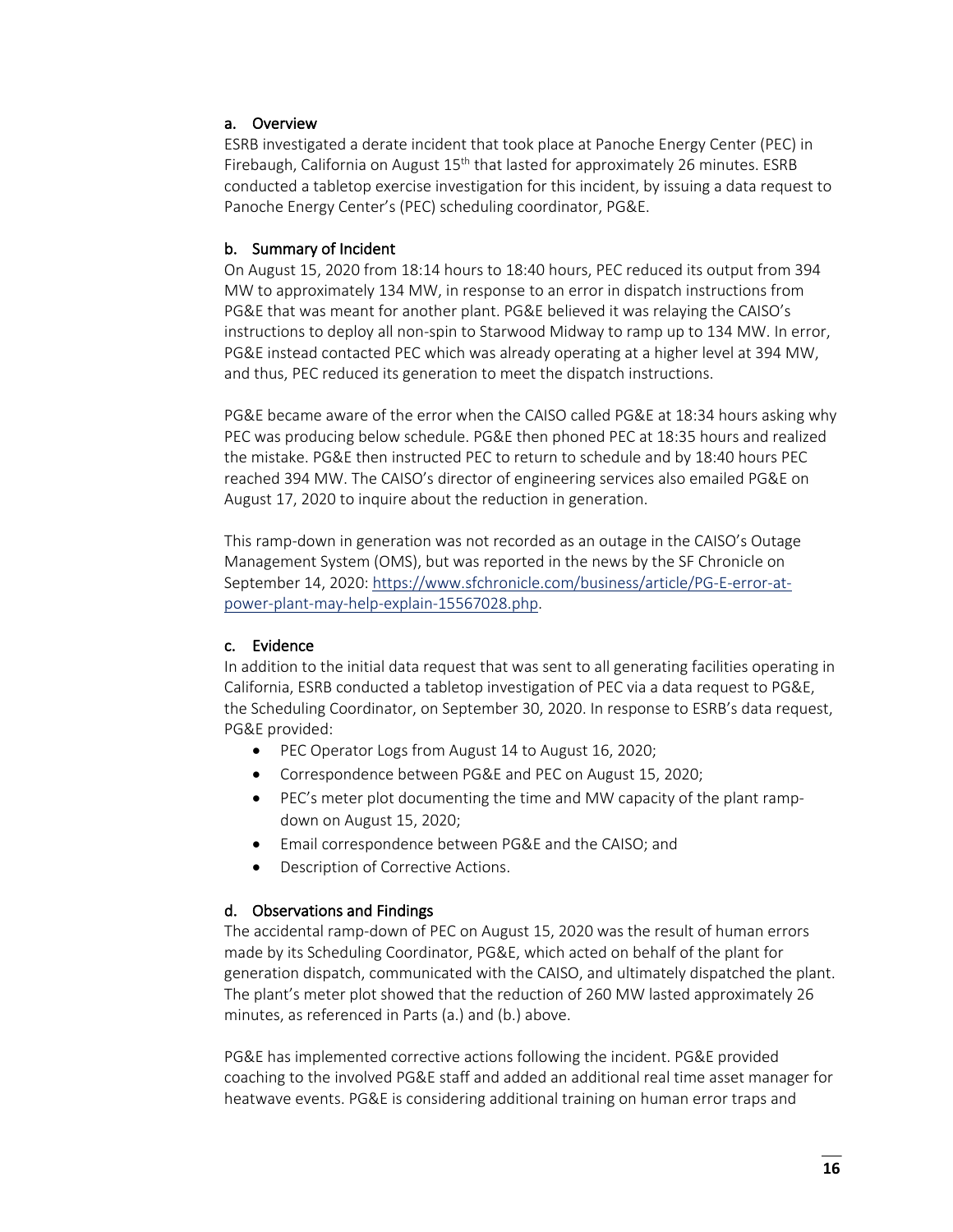#### a. Overview

ESRB investigated a derate incident that took place at Panoche Energy Center (PEC) in Firebaugh, California on August 15th that lasted for approximately 26 minutes. ESRB conducted a tabletop exercise investigation for this incident, by issuing a data request to Panoche Energy Center's (PEC) scheduling coordinator, PG&E.

#### b. Summary of Incident

On August 15, 2020 from 18:14 hours to 18:40 hours, PEC reduced its output from 394 MW to approximately 134 MW, in response to an error in dispatch instructions from PG&E that was meant for another plant. PG&E believed it was relaying the CAISO's instructions to deploy all non-spin to Starwood Midway to ramp up to 134 MW. In error, PG&E instead contacted PEC which was already operating at a higher level at 394 MW, and thus, PEC reduced its generation to meet the dispatch instructions.

PG&E became aware of the error when the CAISO called PG&E at 18:34 hours asking why PEC was producing below schedule. PG&E then phoned PEC at 18:35 hours and realized the mistake. PG&E then instructed PEC to return to schedule and by 18:40 hours PEC reached 394 MW. The CAISO's director of engineering services also emailed PG&E on August 17, 2020 to inquire about the reduction in generation.

This ramp-down in generation was not recorded as an outage in the CAISO's Outage Management System (OMS), but was reported in the news by the SF Chronicle on September 14, 2020: [https://www.sfchronicle.com/business/article/PG-E-error-at-power-plant-may-help-explain-15567028.php](https://www.sfchronicle.com/business/article/PG-E-error-at-power-plant-may-help-explain-15567028.php).

#### c. Evidence

In addition to the initial data request that was sent to all generating facilities operating in California, ESRB conducted a tabletop investigation of PEC via a data request to PG&E, the Scheduling Coordinator, on September 30, 2020. In response to ESRB's data request, PG&E provided:

- PEC Operator Logs from August 14 to August 16, 2020;
- Correspondence between PG&E and PEC on August 15, 2020;
- PEC's meter plot documenting the time and MW capacity of the plant ramp-down on August 15, 2020;
- Email correspondence between PG&E and the CAISO; and
- Description of Corrective Actions.

#### d. Observations and Findings

The accidental ramp-down of PEC on August 15, 2020 was the result of human errors made by its Scheduling Coordinator, PG&E, which acted on behalf of the plant for generation dispatch, communicated with the CAISO, and ultimately dispatched the plant. The plant's meter plot showed that the reduction of 260 MW lasted approximately 26 minutes, as referenced in Parts (a.) and (b.) above.

PG&E has implemented corrective actions following the incident. PG&E provided coaching to the involved PG&E staff and added an additional real time asset manager for heatwave events. PG&E is considering additional training on human error traps and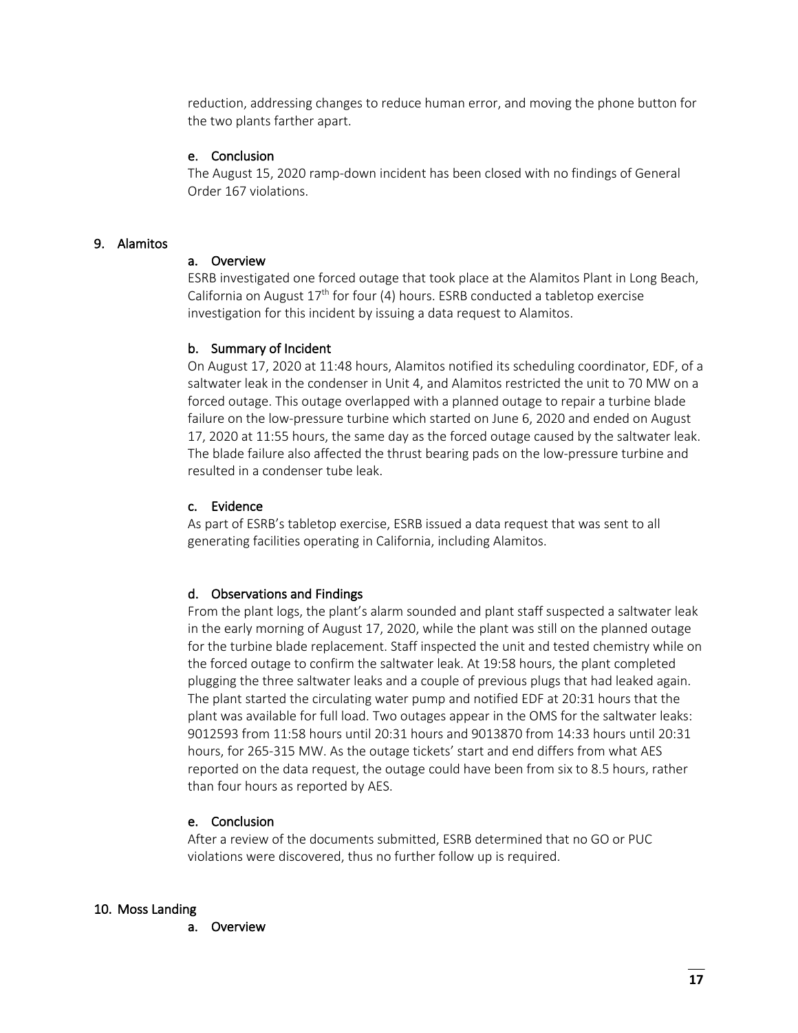reduction, addressing changes to reduce human error, and moving the phone button for the two plants farther apart.

#### e. Conclusion

The August 15, 2020 ramp-down incident has been closed with no findings of General Order 167 violations.

### 9. Alamitos

#### a. Overview

ESRB investigated one forced outage that took place at the Alamitos Plant in Long Beach, California on August 17th for four (4) hours. ESRB conducted a tabletop exercise investigation for this incident by issuing a data request to Alamitos.

#### b. Summary of Incident

On August 17, 2020 at 11:48 hours, Alamitos notified its scheduling coordinator, EDF, of a saltwater leak in the condenser in Unit 4, and Alamitos restricted the unit to 70 MW on a forced outage. This outage overlapped with a planned outage to repair a turbine blade failure on the low-pressure turbine which started on June 6, 2020 and ended on August 17, 2020 at 11:55 hours, the same day as the forced outage caused by the saltwater leak. The blade failure also affected the thrust bearing pads on the low-pressure turbine and resulted in a condenser tube leak.

#### c. Evidence

As part of ESRB's tabletop exercise, ESRB issued a data request that was sent to all generating facilities operating in California, including Alamitos.

#### d. Observations and Findings

From the plant logs, the plant's alarm sounded and plant staff suspected a saltwater leak in the early morning of August 17, 2020, while the plant was still on the planned outage for the turbine blade replacement. Staff inspected the unit and tested chemistry while on the forced outage to confirm the saltwater leak. At 19:58 hours, the plant completed plugging the three saltwater leaks and a couple of previous plugs that had leaked again. The plant started the circulating water pump and notified EDF at 20:31 hours that the plant was available for full load. Two outages appear in the OMS for the saltwater leaks: 9012593 from 11:58 hours until 20:31 hours and 9013870 from 14:33 hours until 20:31 hours, for 265-315 MW. As the outage tickets' start and end differs from what AES reported on the data request, the outage could have been from six to 8.5 hours, rather than four hours as reported by AES.

#### e. Conclusion

After a review of the documents submitted, ESRB determined that no GO or PUC violations were discovered, thus no further follow up is required.

### 10. Moss Landing

#### a. Overview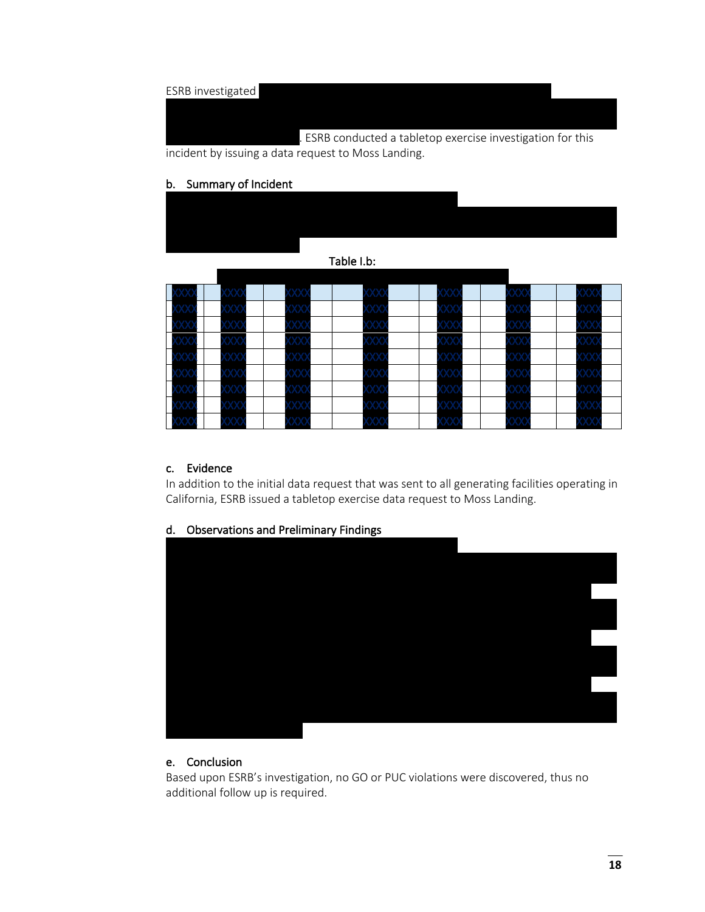ESRB investigated . ESRB conducted a tabletop exercise investigation for this incident by issuing a data request to Moss Landing.

## b. Summary of Incident

Table I.b:

| XXXX | | XXXX | | | XXXX | | | XXXX | | | XXXX | | | XXXX | | | XXXX | |
|---|---|---|---|---|---|---|---|---|---|---|---|---|---|---|---|---|---|---|
| XXXX | | XXXX | | | XXXX | | | XXXX | | | XXXX | | | XXXX | | | XXXX | |
| XXXX | | XXXX | | | XXXX | | | XXXX | | | XXXX | | | XXXX | | | XXXX | |
| XXXX | | XXXX | | | XXXX | | | XXXX | | | XXXX | | | XXXX | | | XXXX | |
| XXXX | | XXXX | | | XXXX | | | XXXX | | | XXXX | | | XXXX | | | XXXX | |
| XXXX | | XXXX | | | XXXX | | | XXXX | | | XXXX | | | XXXX | | | XXXX | |
| XXXX | | XXXX | | | XXXX | | | XXXX | | | XXXX | | | XXXX | | | XXXX | |
| XXXX | | XXXX | | | XXXX | | | XXXX | | | XXXX | | | XXXX | | | XXXX | |
| XXXX | | XXXX | | | XXXX | | | XXXX | | | XXXX | | | XXXX | | | XXXX | |

## c. Evidence

In addition to the initial data request that was sent to all generating facilities operating in California, ESRB issued a tabletop exercise data request to Moss Landing.

## d. Observations and Preliminary Findings

## e. Conclusion

Based upon ESRB's investigation, no GO or PUC violations were discovered, thus no additional follow up is required.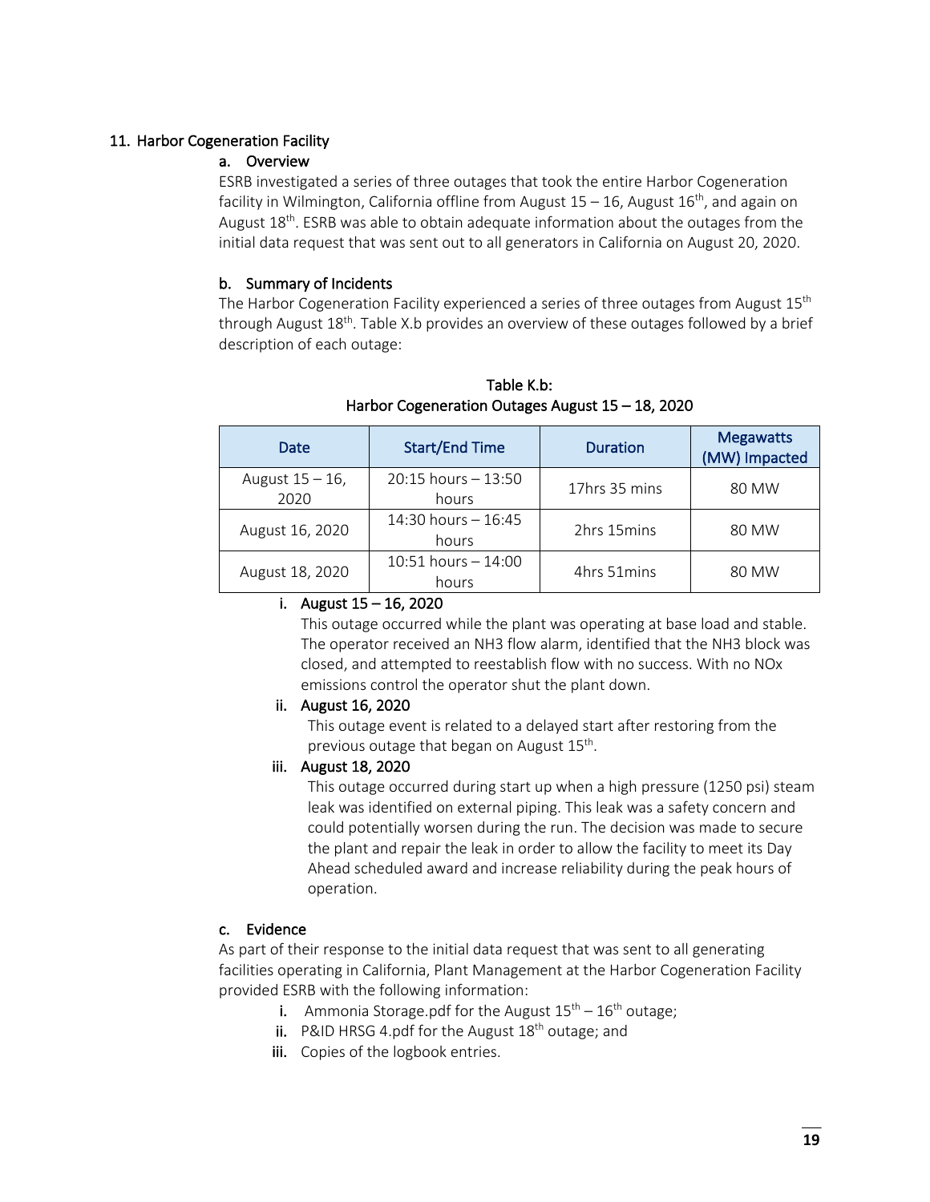## 11. Harbor Cogeneration Facility

### a. Overview

ESRB investigated a series of three outages that took the entire Harbor Cogeneration facility in Wilmington, California offline from August 15 – 16, August 16th, and again on August 18th. ESRB was able to obtain adequate information about the outages from the initial data request that was sent out to all generators in California on August 20, 2020.

### b. Summary of Incidents

The Harbor Cogeneration Facility experienced a series of three outages from August 15th through August 18th. Table X.b provides an overview of these outages followed by a brief description of each outage:

**Table K.b: Harbor Cogeneration Outages August 15 – 18, 2020**

| Date | Start/End Time | Duration | Megawatts (MW) Impacted |
|---|---|---|---|
| August 15 – 16, 2020 | 20:15 hours – 13:50 hours | 17hrs 35 mins | 80 MW |
| August 16, 2020 | 14:30 hours – 16:45 hours | 2hrs 15mins | 80 MW |
| August 18, 2020 | 10:51 hours – 14:00 hours | 4hrs 51mins | 80 MW |

#### i. August 15 – 16, 2020

This outage occurred while the plant was operating at base load and stable. The operator received an $NH_3$ flow alarm, identified that the $NH_3$ block was closed, and attempted to reestablish flow with no success. With no $NO_x$ emissions control the operator shut the plant down.

#### ii. August 16, 2020

This outage event is related to a delayed start after restoring from the previous outage that began on August 15th.

#### iii. August 18, 2020

This outage occurred during start up when a high pressure (1250 psi) steam leak was identified on external piping. This leak was a safety concern and could potentially worsen during the run. The decision was made to secure the plant and repair the leak in order to allow the facility to meet its Day Ahead scheduled award and increase reliability during the peak hours of operation.

### c. Evidence

As part of their response to the initial data request that was sent to all generating facilities operating in California, Plant Management at the Harbor Cogeneration Facility provided ESRB with the following information:

i. Ammonia Storage.pdf for the August 15th – 16th outage;
ii. P&ID HRSG 4.pdf for the August 18th outage; and
iii. Copies of the logbook entries.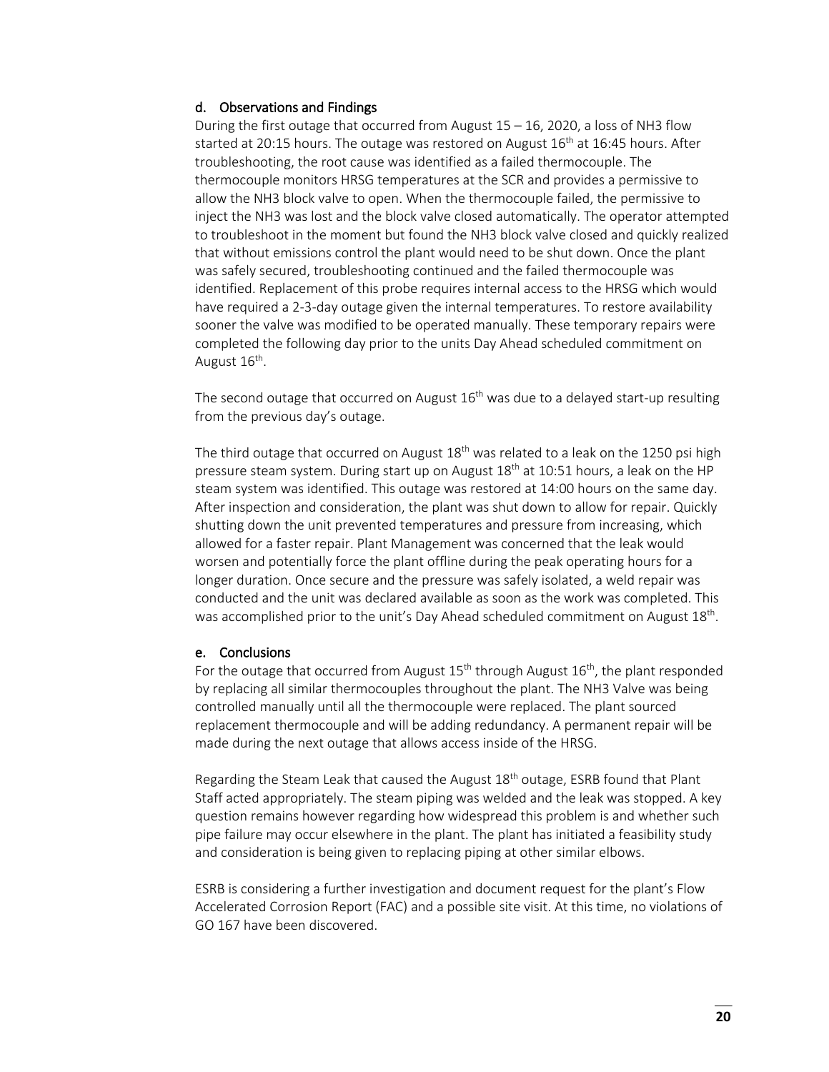### d. Observations and Findings

During the first outage that occurred from August 15 – 16, 2020, a loss of $NH_3$ flow started at 20:15 hours. The outage was restored on August 16th at 16:45 hours. After troubleshooting, the root cause was identified as a failed thermocouple. The thermocouple monitors HRSG temperatures at the SCR and provides a permissive to allow the $NH_3$ block valve to open. When the thermocouple failed, the permissive to inject the $NH_3$ was lost and the block valve closed automatically. The operator attempted to troubleshoot in the moment but found the $NH_3$ block valve closed and quickly realized that without emissions control the plant would need to be shut down. Once the plant was safely secured, troubleshooting continued and the failed thermocouple was identified. Replacement of this probe requires internal access to the HRSG which would have required a 2-3-day outage given the internal temperatures. To restore availability sooner the valve was modified to be operated manually. These temporary repairs were completed the following day prior to the units Day Ahead scheduled commitment on August 16th.

The second outage that occurred on August 16th was due to a delayed start-up resulting from the previous day's outage.

The third outage that occurred on August 18th was related to a leak on the 1250 psi high pressure steam system. During start up on August 18th at 10:51 hours, a leak on the HP steam system was identified. This outage was restored at 14:00 hours on the same day. After inspection and consideration, the plant was shut down to allow for repair. Quickly shutting down the unit prevented temperatures and pressure from increasing, which allowed for a faster repair. Plant Management was concerned that the leak would worsen and potentially force the plant offline during the peak operating hours for a longer duration. Once secure and the pressure was safely isolated, a weld repair was conducted and the unit was declared available as soon as the work was completed. This was accomplished prior to the unit's Day Ahead scheduled commitment on August 18th.

### e. Conclusions

For the outage that occurred from August 15th through August 16th, the plant responded by replacing all similar thermocouples throughout the plant. The $NH_3$ Valve was being controlled manually until all the thermocouple were replaced. The plant sourced replacement thermocouple and will be adding redundancy. A permanent repair will be made during the next outage that allows access inside of the HRSG.

Regarding the Steam Leak that caused the August 18th outage, ESRB found that Plant Staff acted appropriately. The steam piping was welded and the leak was stopped. A key question remains however regarding how widespread this problem is and whether such pipe failure may occur elsewhere in the plant. The plant has initiated a feasibility study and consideration is being given to replacing piping at other similar elbows.

ESRB is considering a further investigation and document request for the plant's Flow Accelerated Corrosion Report (FAC) and a possible site visit. At this time, no violations of GO 167 have been discovered.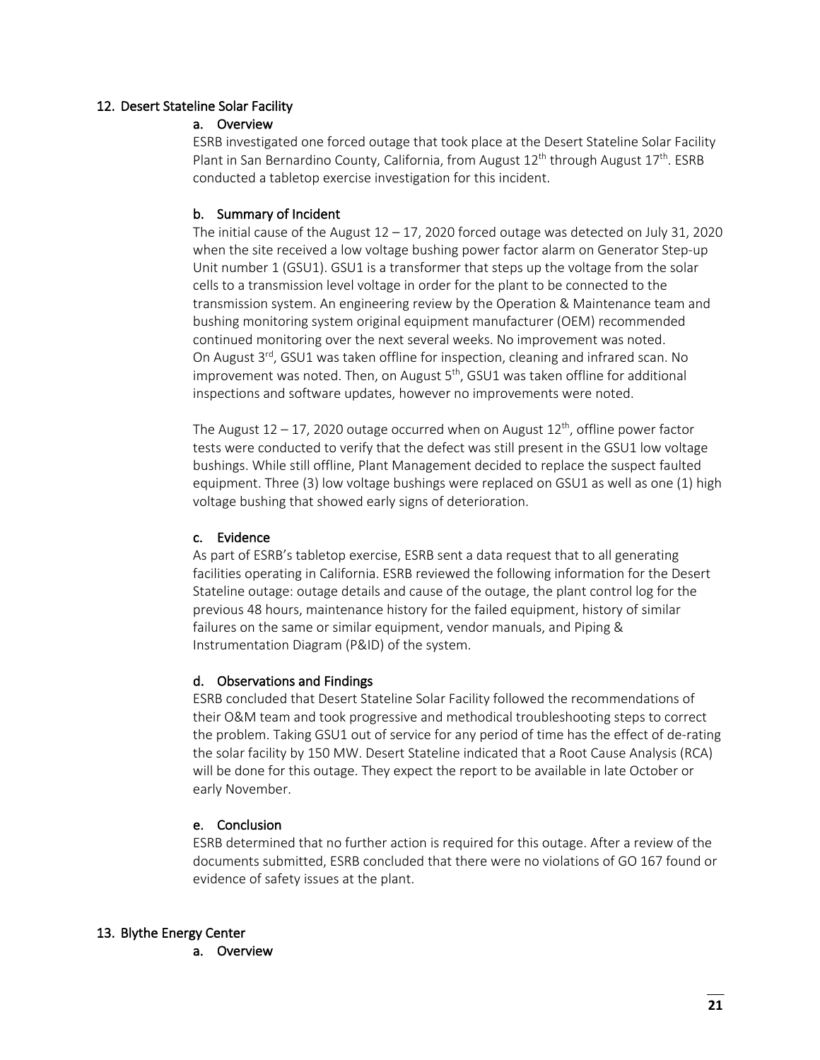## 12. Desert Stateline Solar Facility

### a. Overview

ESRB investigated one forced outage that took place at the Desert Stateline Solar Facility Plant in San Bernardino County, California, from August 12th through August 17th. ESRB conducted a tabletop exercise investigation for this incident.

### b. Summary of Incident

The initial cause of the August 12 – 17, 2020 forced outage was detected on July 31, 2020 when the site received a low voltage bushing power factor alarm on Generator Step-up Unit number 1 (GSU1). GSU1 is a transformer that steps up the voltage from the solar cells to a transmission level voltage in order for the plant to be connected to the transmission system. An engineering review by the Operation & Maintenance team and bushing monitoring system original equipment manufacturer (OEM) recommended continued monitoring over the next several weeks. No improvement was noted. On August 3rd, GSU1 was taken offline for inspection, cleaning and infrared scan. No improvement was noted. Then, on August 5th, GSU1 was taken offline for additional inspections and software updates, however no improvements were noted.

The August 12 – 17, 2020 outage occurred when on August 12th, offline power factor tests were conducted to verify that the defect was still present in the GSU1 low voltage bushings. While still offline, Plant Management decided to replace the suspect faulted equipment. Three (3) low voltage bushings were replaced on GSU1 as well as one (1) high voltage bushing that showed early signs of deterioration.

### c. Evidence

As part of ESRB's tabletop exercise, ESRB sent a data request that to all generating facilities operating in California. ESRB reviewed the following information for the Desert Stateline outage: outage details and cause of the outage, the plant control log for the previous 48 hours, maintenance history for the failed equipment, history of similar failures on the same or similar equipment, vendor manuals, and Piping & Instrumentation Diagram (P&ID) of the system.

### d. Observations and Findings

ESRB concluded that Desert Stateline Solar Facility followed the recommendations of their O&M team and took progressive and methodical troubleshooting steps to correct the problem. Taking GSU1 out of service for any period of time has the effect of de-rating the solar facility by 150 MW. Desert Stateline indicated that a Root Cause Analysis (RCA) will be done for this outage. They expect the report to be available in late October or early November.

### e. Conclusion

ESRB determined that no further action is required for this outage. After a review of the documents submitted, ESRB concluded that there were no violations of GO 167 found or evidence of safety issues at the plant.

## 13. Blythe Energy Center

### a. Overview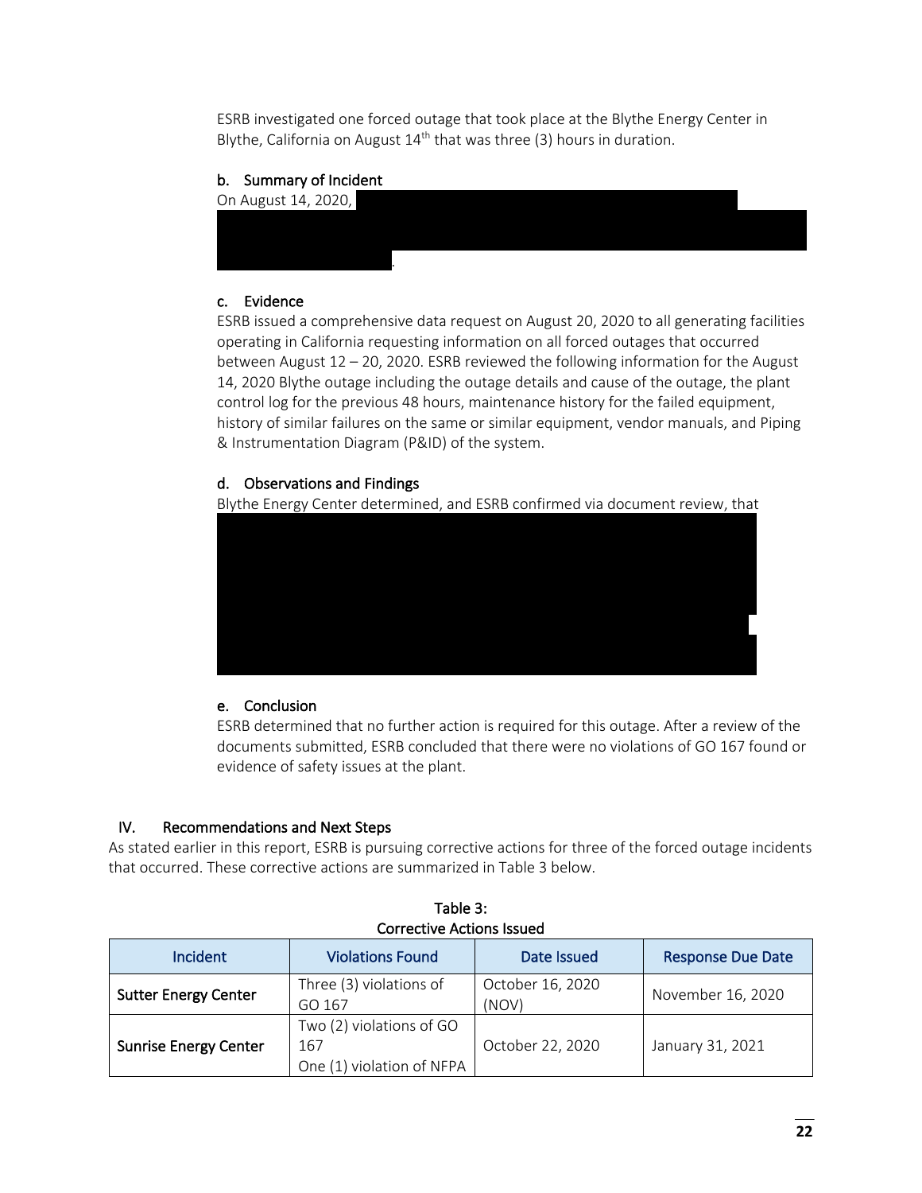ESRB investigated one forced outage that took place at the Blythe Energy Center in Blythe, California on August 14th that was three (3) hours in duration.

### b. Summary of Incident

On August 14, 2020, [REDACTED].

### c. Evidence

ESRB issued a comprehensive data request on August 20, 2020 to all generating facilities operating in California requesting information on all forced outages that occurred between August 12 – 20, 2020. ESRB reviewed the following information for the August 14, 2020 Blythe outage including the outage details and cause of the outage, the plant control log for the previous 48 hours, maintenance history for the failed equipment, history of similar failures on the same or similar equipment, vendor manuals, and Piping & Instrumentation Diagram (P&ID) of the system.

### d. Observations and Findings

Blythe Energy Center determined, and ESRB confirmed via document review, that [REDACTED]

### e. Conclusion

ESRB determined that no further action is required for this outage. After a review of the documents submitted, ESRB concluded that there were no violations of GO 167 found or evidence of safety issues at the plant.

## IV. Recommendations and Next Steps

As stated earlier in this report, ESRB is pursuing corrective actions for three of the forced outage incidents that occurred. These corrective actions are summarized in Table 3 below.

Table 3:
Corrective Actions Issued

| Incident | Violations Found | Date Issued | Response Due Date |
|---|---|---|---|
| **Sutter Energy Center** | Three (3) violations of GO 167 | October 16, 2020 (NOV) | November 16, 2020 |
| **Sunrise Energy Center** | Two (2) violations of GO 167<br>One (1) violation of NFPA | October 22, 2020 | January 31, 2021 |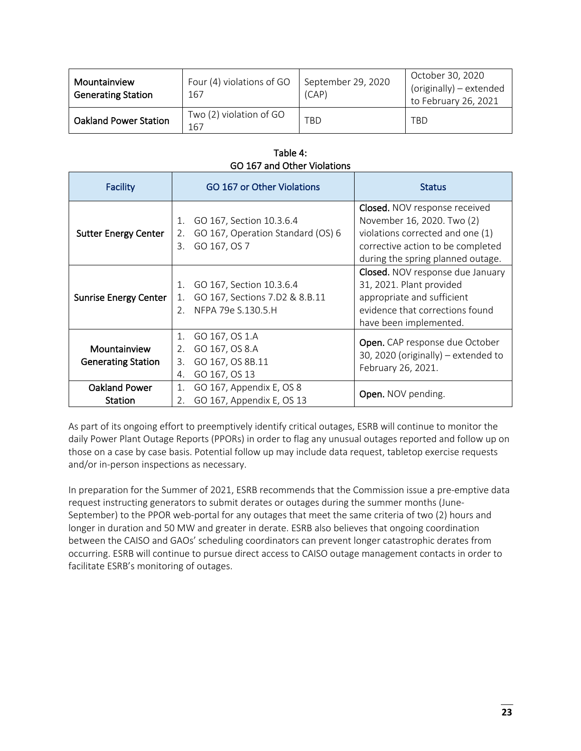| | | | |
|---|---|---|---|
| **Mountainview Generating Station** | Four (4) violations of GO 167 | September 29, 2020 (CAP) | October 30, 2020 (originally) – extended to February 26, 2021 |
| **Oakland Power Station** | Two (2) violation of GO 167 | TBD | TBD |

**Table 4:**
**GO 167 and Other Violations**

| Facility | GO 167 or Other Violations | Status |
|---|---|---|
| **Sutter Energy Center** | 1. GO 167, Section 10.3.6.4<br>2. GO 167, Operation Standard (OS) 6<br>3. GO 167, OS 7 | **Closed.** NOV response received November 16, 2020. Two (2) violations corrected and one (1) corrective action to be completed during the spring planned outage. |
| **Sunrise Energy Center** | 1. GO 167, Section 10.3.6.4<br>1. GO 167, Sections 7.D2 & 8.B.11<br>2. NFPA 79e S.130.5.H | **Closed.** NOV response due January 31, 2021. Plant provided appropriate and sufficient evidence that corrections found have been implemented. |
| **Mountainview Generating Station** | 1. GO 167, OS 1.A<br>2. GO 167, OS 8.A<br>3. GO 167, OS 8B.11<br>4. GO 167, OS 13 | **Open.** CAP response due October 30, 2020 (originally) – extended to February 26, 2021. |
| **Oakland Power Station** | 1. GO 167, Appendix E, OS 8<br>2. GO 167, Appendix E, OS 13 | **Open.** NOV pending. |

As part of its ongoing effort to preemptively identify critical outages, ESRB will continue to monitor the daily Power Plant Outage Reports (PPORs) in order to flag any unusual outages reported and follow up on those on a case by case basis. Potential follow up may include data request, tabletop exercise requests and/or in-person inspections as necessary.

In preparation for the Summer of 2021, ESRB recommends that the Commission issue a pre-emptive data request instructing generators to submit derates or outages during the summer months (June-September) to the PPOR web-portal for any outages that meet the same criteria of two (2) hours and longer in duration and 50 MW and greater in derate. ESRB also believes that ongoing coordination between the CAISO and GAOs' scheduling coordinators can prevent longer catastrophic derates from occurring. ESRB will continue to pursue direct access to CAISO outage management contacts in order to facilitate ESRB's monitoring of outages.